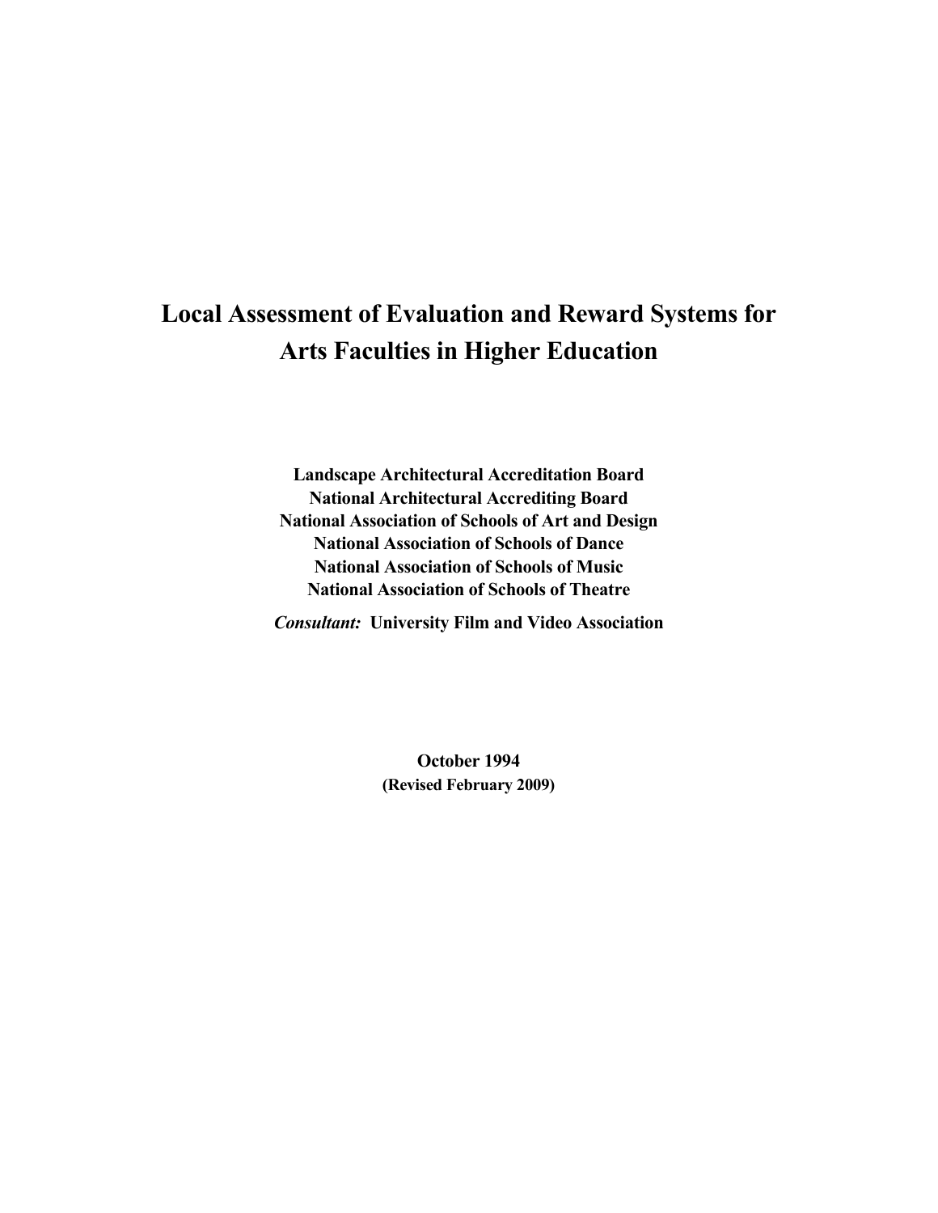# Local Assessment of Evaluation and Reward Systems for Arts Faculties in Higher Education

**Landscape Architectural Accreditation Board**
**National Architectural Accrediting Board**
**National Association of Schools of Art and Design**
**National Association of Schools of Dance**
**National Association of Schools of Music**
**National Association of Schools of Theatre**

***Consultant:* University Film and Video Association**

**October 1994**
**(Revised February 2009)**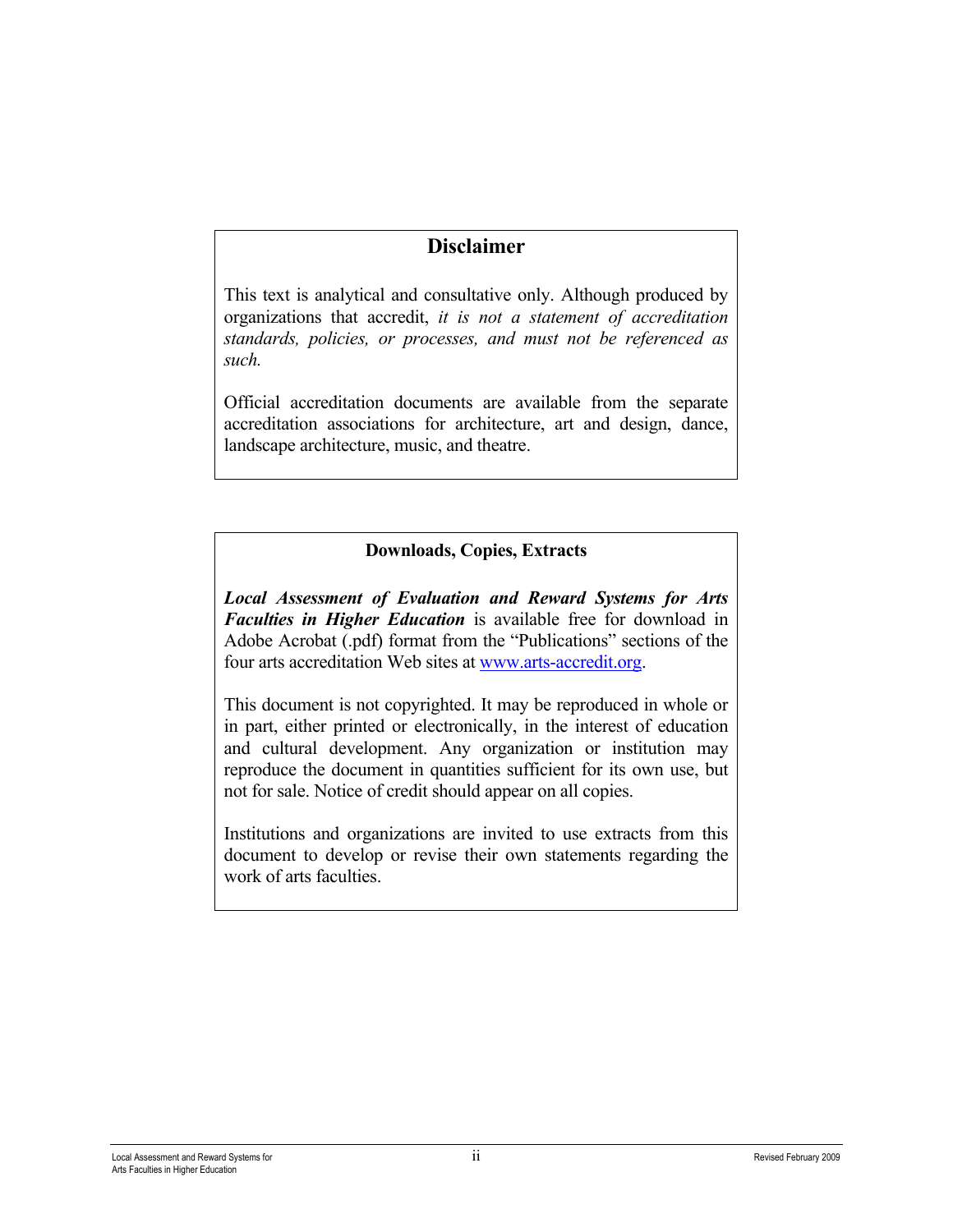## Disclaimer

This text is analytical and consultative only. Although produced by organizations that accredit, *it is not a statement of accreditation standards, policies, or processes, and must not be referenced as such.*

Official accreditation documents are available from the separate accreditation associations for architecture, art and design, dance, landscape architecture, music, and theatre.

### Downloads, Copies, Extracts

***Local Assessment of Evaluation and Reward Systems for Arts Faculties in Higher Education*** is available free for download in Adobe Acrobat (.pdf) format from the "Publications" sections of the four arts accreditation Web sites at www.arts-accredit.org.

This document is not copyrighted. It may be reproduced in whole or in part, either printed or electronically, in the interest of education and cultural development. Any organization or institution may reproduce the document in quantities sufficient for its own use, but not for sale. Notice of credit should appear on all copies.

Institutions and organizations are invited to use extracts from this document to develop or revise their own statements regarding the work of arts faculties.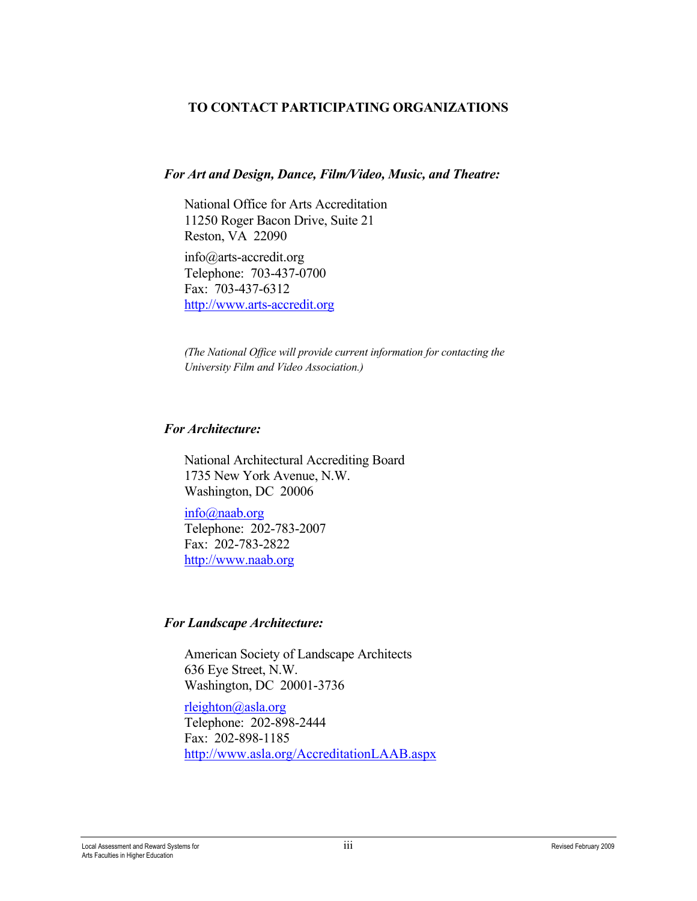## TO CONTACT PARTICIPATING ORGANIZATIONS

***For Art and Design, Dance, Film/Video, Music, and Theatre:***

National Office for Arts Accreditation
11250 Roger Bacon Drive, Suite 21
Reston, VA 22090

info@arts-accredit.org
Telephone: 703-437-0700
Fax: 703-437-6312
http://www.arts-accredit.org

*(The National Office will provide current information for contacting the University Film and Video Association.)*

***For Architecture:***

National Architectural Accrediting Board
1735 New York Avenue, N.W.
Washington, DC 20006

info@naab.org
Telephone: 202-783-2007
Fax: 202-783-2822
http://www.naab.org

***For Landscape Architecture:***

American Society of Landscape Architects
636 Eye Street, N.W.
Washington, DC 20001-3736

rleighton@asla.org
Telephone: 202-898-2444
Fax: 202-898-1185
http://www.asla.org/AccreditationLAAB.aspx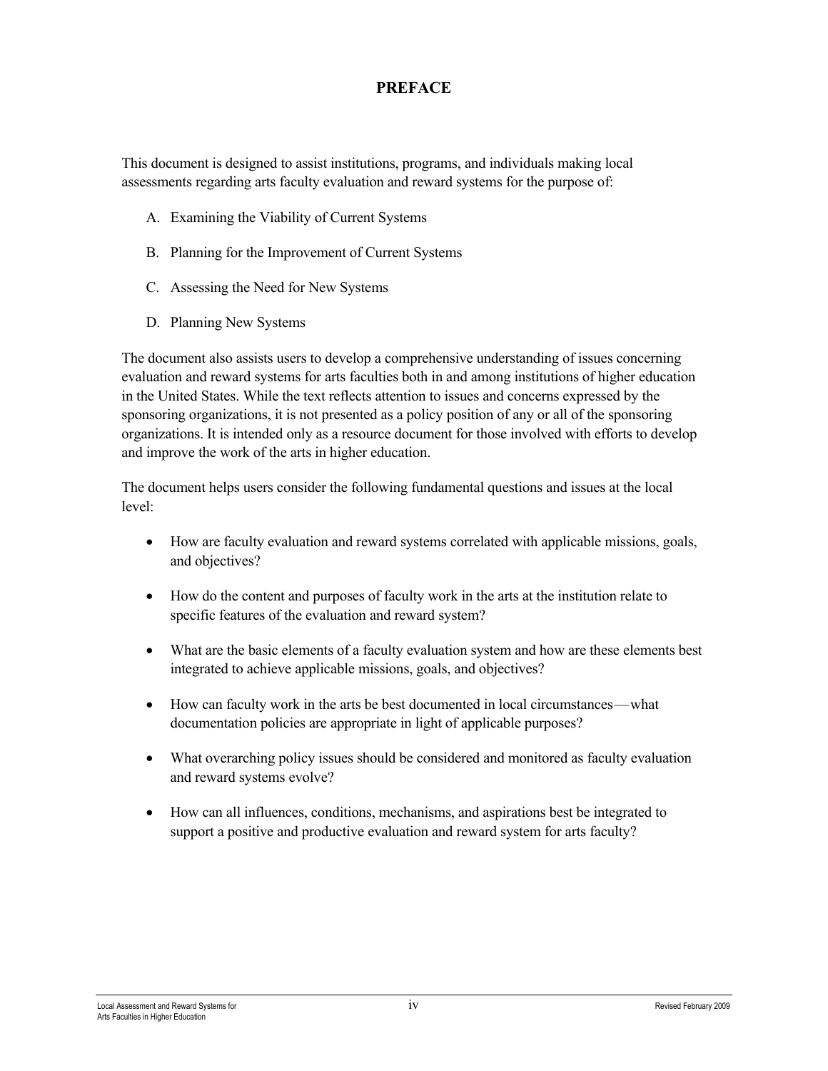# PREFACE

This document is designed to assist institutions, programs, and individuals making local assessments regarding arts faculty evaluation and reward systems for the purpose of:

A. Examining the Viability of Current Systems

B. Planning for the Improvement of Current Systems

C. Assessing the Need for New Systems

D. Planning New Systems

The document also assists users to develop a comprehensive understanding of issues concerning evaluation and reward systems for arts faculties both in and among institutions of higher education in the United States. While the text reflects attention to issues and concerns expressed by the sponsoring organizations, it is not presented as a policy position of any or all of the sponsoring organizations. It is intended only as a resource document for those involved with efforts to develop and improve the work of the arts in higher education.

The document helps users consider the following fundamental questions and issues at the local level:

- How are faculty evaluation and reward systems correlated with applicable missions, goals, and objectives?
- How do the content and purposes of faculty work in the arts at the institution relate to specific features of the evaluation and reward system?
- What are the basic elements of a faculty evaluation system and how are these elements best integrated to achieve applicable missions, goals, and objectives?
- How can faculty work in the arts be best documented in local circumstances—what documentation policies are appropriate in light of applicable purposes?
- What overarching policy issues should be considered and monitored as faculty evaluation and reward systems evolve?
- How can all influences, conditions, mechanisms, and aspirations best be integrated to support a positive and productive evaluation and reward system for arts faculty?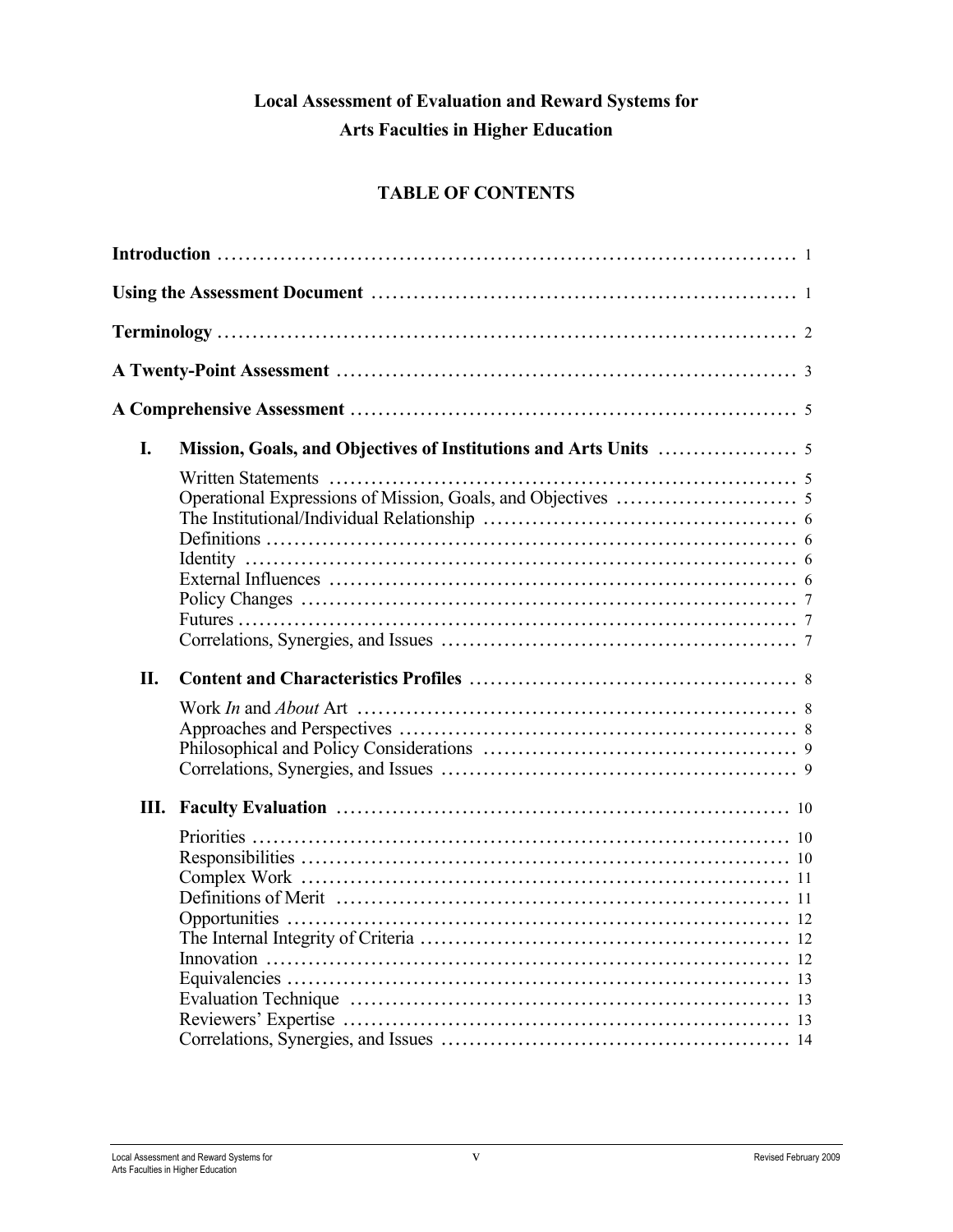# Local Assessment of Evaluation and Reward Systems for Arts Faculties in Higher Education

## TABLE OF CONTENTS

**Introduction** . . . . . . . . . . . . . . . . . . . . . . . . . . . . . . . . . . . . . . . . . . . . . . 1

**Using the Assessment Document** . . . . . . . . . . . . . . . . . . . . . . . . . . . . . . 1

**Terminology** . . . . . . . . . . . . . . . . . . . . . . . . . . . . . . . . . . . . . . . . . . . . . 2

**A Twenty-Point Assessment** . . . . . . . . . . . . . . . . . . . . . . . . . . . . . . . . . . 3

**A Comprehensive Assessment** . . . . . . . . . . . . . . . . . . . . . . . . . . . . . . . . 5

**I. Mission, Goals, and Objectives of Institutions and Arts Units** . . . . . . . . . . 5

- Written Statements . . . . . . . . . . . . . . . . . . . . . . . . . . . . . . . . . . 5
- Operational Expressions of Mission, Goals, and Objectives . . . . . . . . . . 5
- The Institutional/Individual Relationship . . . . . . . . . . . . . . . . . . . . . 6
- Definitions . . . . . . . . . . . . . . . . . . . . . . . . . . . . . . . . . . . . . . . 6
- Identity . . . . . . . . . . . . . . . . . . . . . . . . . . . . . . . . . . . . . . . . . 6
- External Influences . . . . . . . . . . . . . . . . . . . . . . . . . . . . . . . . . . 6
- Policy Changes . . . . . . . . . . . . . . . . . . . . . . . . . . . . . . . . . . . . 7
- Futures . . . . . . . . . . . . . . . . . . . . . . . . . . . . . . . . . . . . . . . . . 7
- Correlations, Synergies, and Issues . . . . . . . . . . . . . . . . . . . . . . . . 7

**II. Content and Characteristics Profiles** . . . . . . . . . . . . . . . . . . . . . . . . 8

- Work *In* and *About* Art . . . . . . . . . . . . . . . . . . . . . . . . . . . . . . 8
- Approaches and Perspectives . . . . . . . . . . . . . . . . . . . . . . . . . . . . 8
- Philosophical and Policy Considerations . . . . . . . . . . . . . . . . . . . . . 9
- Correlations, Synergies, and Issues . . . . . . . . . . . . . . . . . . . . . . . . 9

**III. Faculty Evaluation** . . . . . . . . . . . . . . . . . . . . . . . . . . . . . . . . . . 10

- Priorities . . . . . . . . . . . . . . . . . . . . . . . . . . . . . . . . . . . . . . . 10
- Responsibilities . . . . . . . . . . . . . . . . . . . . . . . . . . . . . . . . . . . 10
- Complex Work . . . . . . . . . . . . . . . . . . . . . . . . . . . . . . . . . . . 11
- Definitions of Merit . . . . . . . . . . . . . . . . . . . . . . . . . . . . . . . . 11
- Opportunities . . . . . . . . . . . . . . . . . . . . . . . . . . . . . . . . . . . . 12
- The Internal Integrity of Criteria . . . . . . . . . . . . . . . . . . . . . . . . . 12
- Innovation . . . . . . . . . . . . . . . . . . . . . . . . . . . . . . . . . . . . . . 12
- Equivalencies . . . . . . . . . . . . . . . . . . . . . . . . . . . . . . . . . . . . 13
- Evaluation Technique . . . . . . . . . . . . . . . . . . . . . . . . . . . . . . . 13
- Reviewers' Expertise . . . . . . . . . . . . . . . . . . . . . . . . . . . . . . . 13
- Correlations, Synergies, and Issues . . . . . . . . . . . . . . . . . . . . . . . 14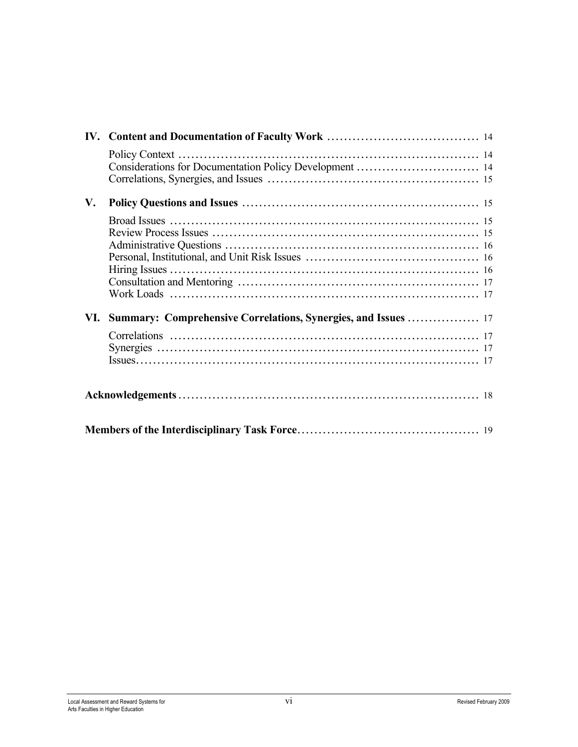**IV. Content and Documentation of Faculty Work** ..................................... 14

- Policy Context ..................................... 14
- Considerations for Documentation Policy Development ..................................... 14
- Correlations, Synergies, and Issues ..................................... 15

**V. Policy Questions and Issues** ..................................... 15

- Broad Issues ..................................... 15
- Review Process Issues ..................................... 15
- Administrative Questions ..................................... 16
- Personal, Institutional, and Unit Risk Issues ..................................... 16
- Hiring Issues ..................................... 16
- Consultation and Mentoring ..................................... 17
- Work Loads ..................................... 17

**VI. Summary: Comprehensive Correlations, Synergies, and Issues** ..................................... 17

- Correlations ..................................... 17
- Synergies ..................................... 17
- Issues..................................... 17

**Acknowledgements** ..................................... 18

**Members of the Interdisciplinary Task Force** ..................................... 19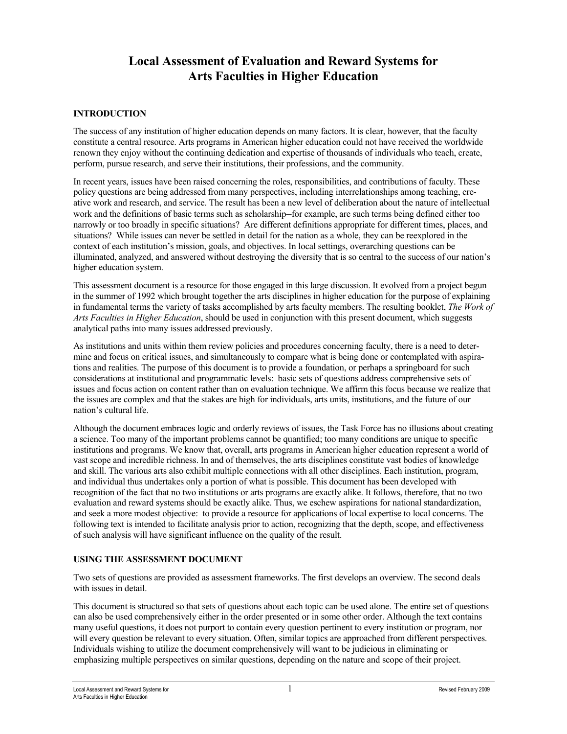# Local Assessment of Evaluation and Reward Systems for Arts Faculties in Higher Education

## INTRODUCTION

The success of any institution of higher education depends on many factors. It is clear, however, that the faculty constitute a central resource. Arts programs in American higher education could not have received the worldwide renown they enjoy without the continuing dedication and expertise of thousands of individuals who teach, create, perform, pursue research, and serve their institutions, their professions, and the community.

In recent years, issues have been raised concerning the roles, responsibilities, and contributions of faculty. These policy questions are being addressed from many perspectives, including interrelationships among teaching, creative work and research, and service. The result has been a new level of deliberation about the nature of intellectual work and the definitions of basic terms such as scholarship—for example, are such terms being defined either too narrowly or too broadly in specific situations? Are different definitions appropriate for different times, places, and situations? While issues can never be settled in detail for the nation as a whole, they can be reexplored in the context of each institution's mission, goals, and objectives. In local settings, overarching questions can be illuminated, analyzed, and answered without destroying the diversity that is so central to the success of our nation's higher education system.

This assessment document is a resource for those engaged in this large discussion. It evolved from a project begun in the summer of 1992 which brought together the arts disciplines in higher education for the purpose of explaining in fundamental terms the variety of tasks accomplished by arts faculty members. The resulting booklet, *The Work of Arts Faculties in Higher Education*, should be used in conjunction with this present document, which suggests analytical paths into many issues addressed previously.

As institutions and units within them review policies and procedures concerning faculty, there is a need to determine and focus on critical issues, and simultaneously to compare what is being done or contemplated with aspirations and realities. The purpose of this document is to provide a foundation, or perhaps a springboard for such considerations at institutional and programmatic levels: basic sets of questions address comprehensive sets of issues and focus action on content rather than on evaluation technique. We affirm this focus because we realize that the issues are complex and that the stakes are high for individuals, arts units, institutions, and the future of our nation's cultural life.

Although the document embraces logic and orderly reviews of issues, the Task Force has no illusions about creating a science. Too many of the important problems cannot be quantified; too many conditions are unique to specific institutions and programs. We know that, overall, arts programs in American higher education represent a world of vast scope and incredible richness. In and of themselves, the arts disciplines constitute vast bodies of knowledge and skill. The various arts also exhibit multiple connections with all other disciplines. Each institution, program, and individual thus undertakes only a portion of what is possible. This document has been developed with recognition of the fact that no two institutions or arts programs are exactly alike. It follows, therefore, that no two evaluation and reward systems should be exactly alike. Thus, we eschew aspirations for national standardization, and seek a more modest objective: to provide a resource for applications of local expertise to local concerns. The following text is intended to facilitate analysis prior to action, recognizing that the depth, scope, and effectiveness of such analysis will have significant influence on the quality of the result.

## USING THE ASSESSMENT DOCUMENT

Two sets of questions are provided as assessment frameworks. The first develops an overview. The second deals with issues in detail.

This document is structured so that sets of questions about each topic can be used alone. The entire set of questions can also be used comprehensively either in the order presented or in some other order. Although the text contains many useful questions, it does not purport to contain every question pertinent to every institution or program, nor will every question be relevant to every situation. Often, similar topics are approached from different perspectives. Individuals wishing to utilize the document comprehensively will want to be judicious in eliminating or emphasizing multiple perspectives on similar questions, depending on the nature and scope of their project.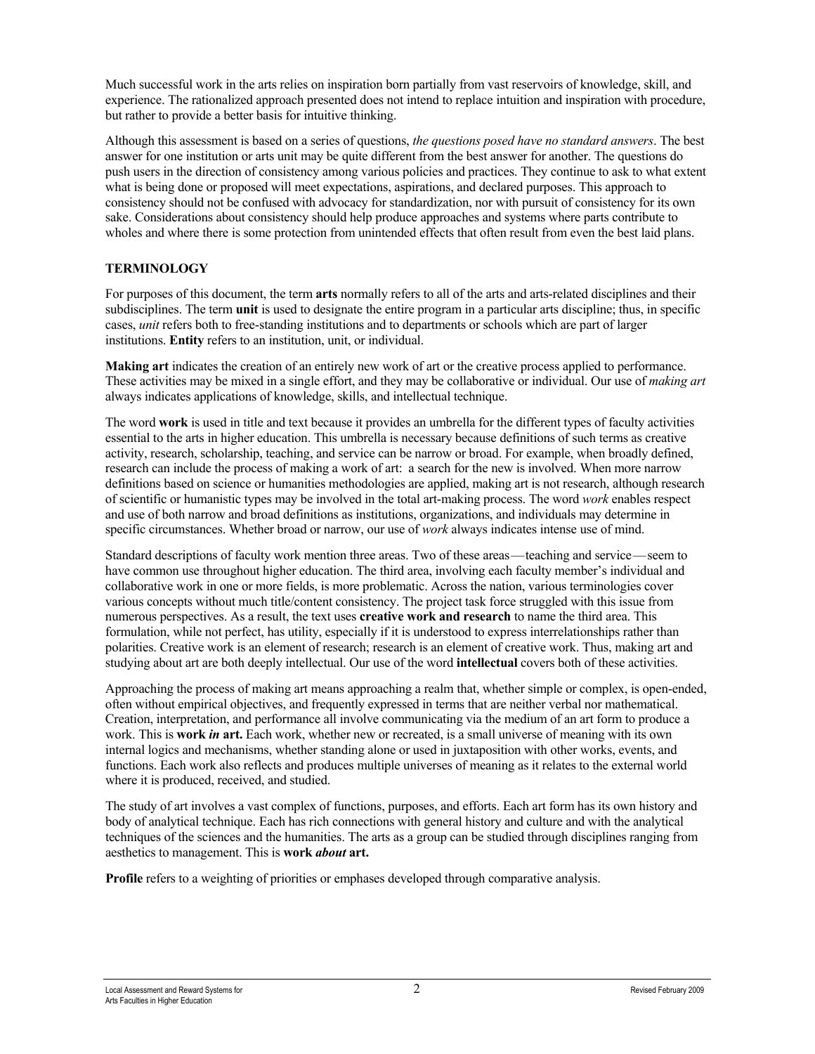Much successful work in the arts relies on inspiration born partially from vast reservoirs of knowledge, skill, and experience. The rationalized approach presented does not intend to replace intuition and inspiration with procedure, but rather to provide a better basis for intuitive thinking.

Although this assessment is based on a series of questions, *the questions posed have no standard answers*. The best answer for one institution or arts unit may be quite different from the best answer for another. The questions do push users in the direction of consistency among various policies and practices. They continue to ask to what extent what is being done or proposed will meet expectations, aspirations, and declared purposes. This approach to consistency should not be confused with advocacy for standardization, nor with pursuit of consistency for its own sake. Considerations about consistency should help produce approaches and systems where parts contribute to wholes and where there is some protection from unintended effects that often result from even the best laid plans.

## TERMINOLOGY

For purposes of this document, the term **arts** normally refers to all of the arts and arts-related disciplines and their subdisciplines. The term **unit** is used to designate the entire program in a particular arts discipline; thus, in specific cases, *unit* refers both to free-standing institutions and to departments or schools which are part of larger institutions. **Entity** refers to an institution, unit, or individual.

**Making art** indicates the creation of an entirely new work of art or the creative process applied to performance. These activities may be mixed in a single effort, and they may be collaborative or individual. Our use of *making art* always indicates applications of knowledge, skills, and intellectual technique.

The word **work** is used in title and text because it provides an umbrella for the different types of faculty activities essential to the arts in higher education. This umbrella is necessary because definitions of such terms as creative activity, research, scholarship, teaching, and service can be narrow or broad. For example, when broadly defined, research can include the process of making a work of art: a search for the new is involved. When more narrow definitions based on science or humanities methodologies are applied, making art is not research, although research of scientific or humanistic types may be involved in the total art-making process. The word *work* enables respect and use of both narrow and broad definitions as institutions, organizations, and individuals may determine in specific circumstances. Whether broad or narrow, our use of *work* always indicates intense use of mind.

Standard descriptions of faculty work mention three areas. Two of these areas—teaching and service—seem to have common use throughout higher education. The third area, involving each faculty member's individual and collaborative work in one or more fields, is more problematic. Across the nation, various terminologies cover various concepts without much title/content consistency. The project task force struggled with this issue from numerous perspectives. As a result, the text uses **creative work and research** to name the third area. This formulation, while not perfect, has utility, especially if it is understood to express interrelationships rather than polarities. Creative work is an element of research; research is an element of creative work. Thus, making art and studying about art are both deeply intellectual. Our use of the word **intellectual** covers both of these activities.

Approaching the process of making art means approaching a realm that, whether simple or complex, is open-ended, often without empirical objectives, and frequently expressed in terms that are neither verbal nor mathematical. Creation, interpretation, and performance all involve communicating via the medium of an art form to produce a work. This is **work *in* art.** Each work, whether new or recreated, is a small universe of meaning with its own internal logics and mechanisms, whether standing alone or used in juxtaposition with other works, events, and functions. Each work also reflects and produces multiple universes of meaning as it relates to the external world where it is produced, received, and studied.

The study of art involves a vast complex of functions, purposes, and efforts. Each art form has its own history and body of analytical technique. Each has rich connections with general history and culture and with the analytical techniques of the sciences and the humanities. The arts as a group can be studied through disciplines ranging from aesthetics to management. This is **work *about* art.**

**Profile** refers to a weighting of priorities or emphases developed through comparative analysis.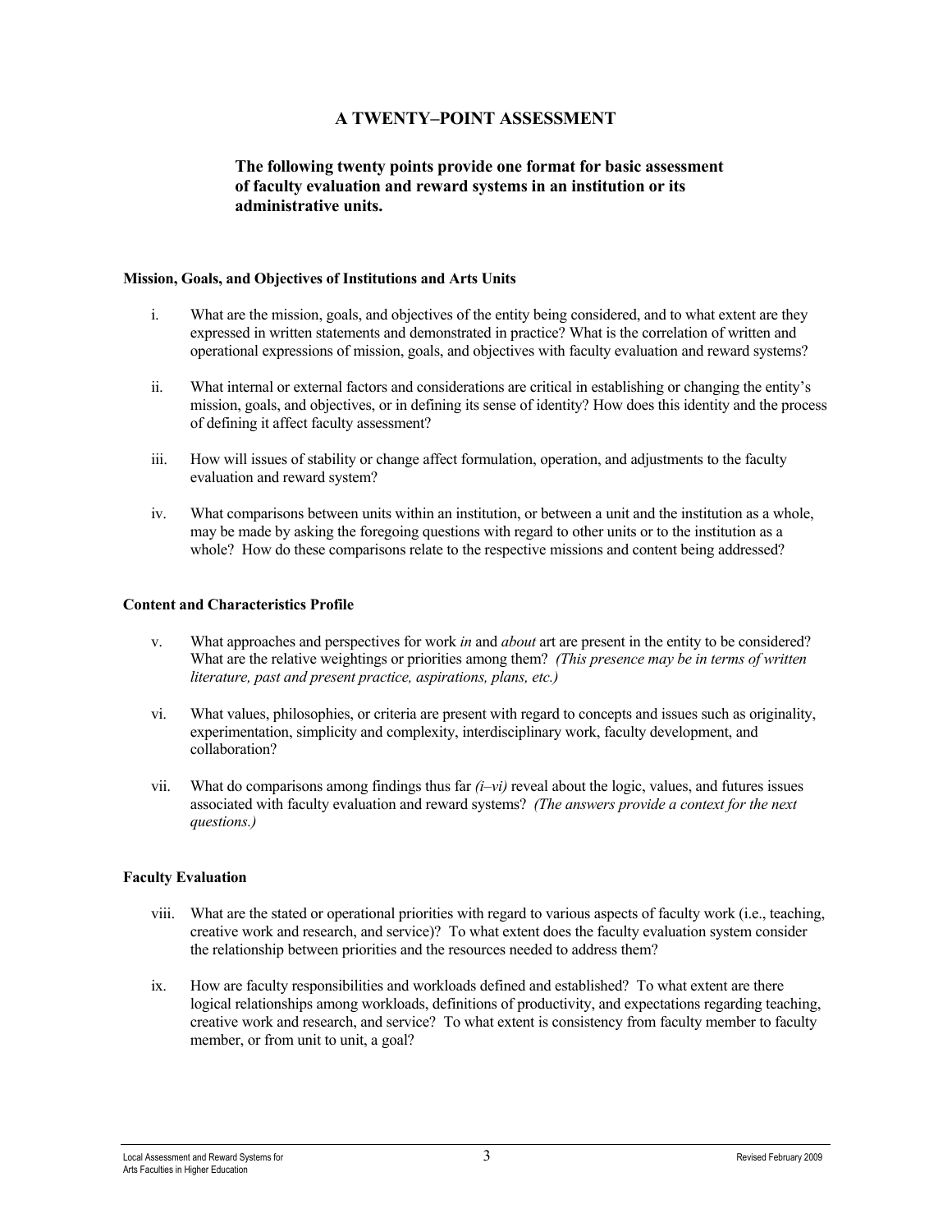## A TWENTY–POINT ASSESSMENT

**The following twenty points provide one format for basic assessment of faculty evaluation and reward systems in an institution or its administrative units.**

### Mission, Goals, and Objectives of Institutions and Arts Units

i. What are the mission, goals, and objectives of the entity being considered, and to what extent are they expressed in written statements and demonstrated in practice? What is the correlation of written and operational expressions of mission, goals, and objectives with faculty evaluation and reward systems?

ii. What internal or external factors and considerations are critical in establishing or changing the entity's mission, goals, and objectives, or in defining its sense of identity? How does this identity and the process of defining it affect faculty assessment?

iii. How will issues of stability or change affect formulation, operation, and adjustments to the faculty evaluation and reward system?

iv. What comparisons between units within an institution, or between a unit and the institution as a whole, may be made by asking the foregoing questions with regard to other units or to the institution as a whole? How do these comparisons relate to the respective missions and content being addressed?

### Content and Characteristics Profile

v. What approaches and perspectives for work *in* and *about* art are present in the entity to be considered? What are the relative weightings or priorities among them? *(This presence may be in terms of written literature, past and present practice, aspirations, plans, etc.)*

vi. What values, philosophies, or criteria are present with regard to concepts and issues such as originality, experimentation, simplicity and complexity, interdisciplinary work, faculty development, and collaboration?

vii. What do comparisons among findings thus far *(i–vi)* reveal about the logic, values, and futures issues associated with faculty evaluation and reward systems? *(The answers provide a context for the next questions.)*

### Faculty Evaluation

viii. What are the stated or operational priorities with regard to various aspects of faculty work (i.e., teaching, creative work and research, and service)? To what extent does the faculty evaluation system consider the relationship between priorities and the resources needed to address them?

ix. How are faculty responsibilities and workloads defined and established? To what extent are there logical relationships among workloads, definitions of productivity, and expectations regarding teaching, creative work and research, and service? To what extent is consistency from faculty member to faculty member, or from unit to unit, a goal?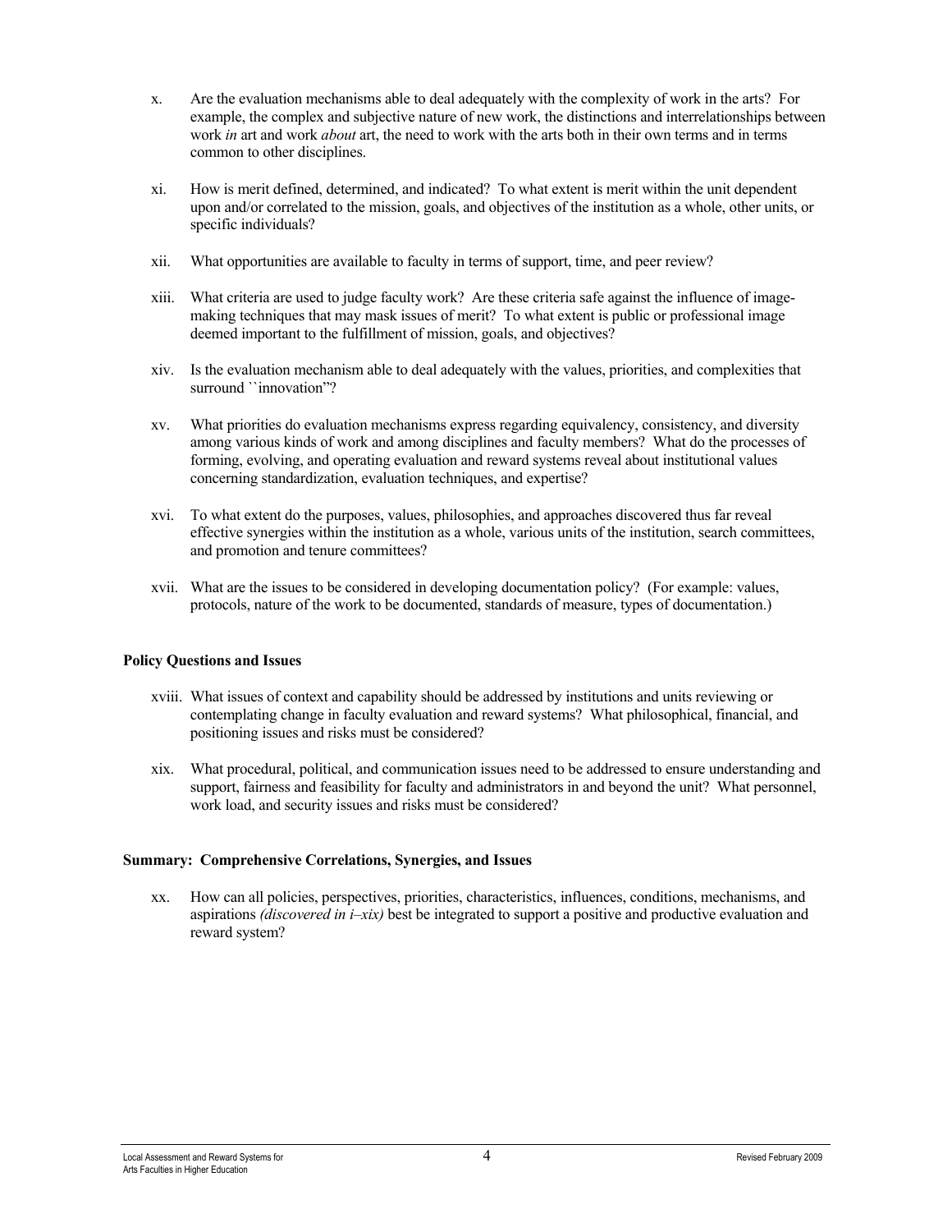x. Are the evaluation mechanisms able to deal adequately with the complexity of work in the arts? For example, the complex and subjective nature of new work, the distinctions and interrelationships between work *in* art and work *about* art, the need to work with the arts both in their own terms and in terms common to other disciplines.

xi. How is merit defined, determined, and indicated? To what extent is merit within the unit dependent upon and/or correlated to the mission, goals, and objectives of the institution as a whole, other units, or specific individuals?

xii. What opportunities are available to faculty in terms of support, time, and peer review?

xiii. What criteria are used to judge faculty work? Are these criteria safe against the influence of image-making techniques that may mask issues of merit? To what extent is public or professional image deemed important to the fulfillment of mission, goals, and objectives?

xiv. Is the evaluation mechanism able to deal adequately with the values, priorities, and complexities that surround ``innovation"?

xv. What priorities do evaluation mechanisms express regarding equivalency, consistency, and diversity among various kinds of work and among disciplines and faculty members? What do the processes of forming, evolving, and operating evaluation and reward systems reveal about institutional values concerning standardization, evaluation techniques, and expertise?

xvi. To what extent do the purposes, values, philosophies, and approaches discovered thus far reveal effective synergies within the institution as a whole, various units of the institution, search committees, and promotion and tenure committees?

xvii. What are the issues to be considered in developing documentation policy? (For example: values, protocols, nature of the work to be documented, standards of measure, types of documentation.)

**Policy Questions and Issues**

xviii. What issues of context and capability should be addressed by institutions and units reviewing or contemplating change in faculty evaluation and reward systems? What philosophical, financial, and positioning issues and risks must be considered?

xix. What procedural, political, and communication issues need to be addressed to ensure understanding and support, fairness and feasibility for faculty and administrators in and beyond the unit? What personnel, work load, and security issues and risks must be considered?

**Summary: Comprehensive Correlations, Synergies, and Issues**

xx. How can all policies, perspectives, priorities, characteristics, influences, conditions, mechanisms, and aspirations *(discovered in i–xix)* best be integrated to support a positive and productive evaluation and reward system?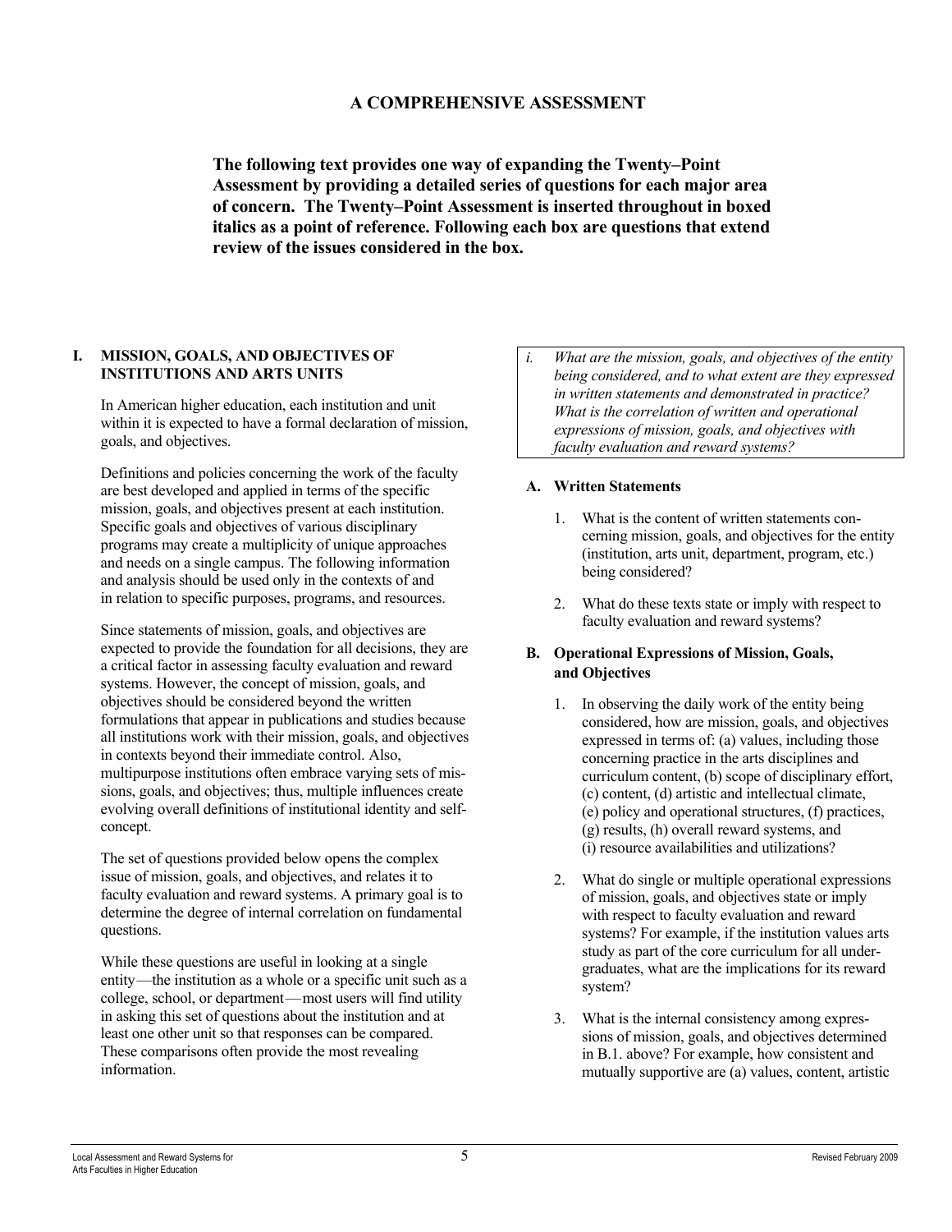## A COMPREHENSIVE ASSESSMENT

**The following text provides one way of expanding the Twenty–Point Assessment by providing a detailed series of questions for each major area of concern. The Twenty–Point Assessment is inserted throughout in boxed italics as a point of reference. Following each box are questions that extend review of the issues considered in the box.**

### I. MISSION, GOALS, AND OBJECTIVES OF INSTITUTIONS AND ARTS UNITS

In American higher education, each institution and unit within it is expected to have a formal declaration of mission, goals, and objectives.

Definitions and policies concerning the work of the faculty are best developed and applied in terms of the specific mission, goals, and objectives present at each institution. Specific goals and objectives of various disciplinary programs may create a multiplicity of unique approaches and needs on a single campus. The following information and analysis should be used only in the contexts of and in relation to specific purposes, programs, and resources.

Since statements of mission, goals, and objectives are expected to provide the foundation for all decisions, they are a critical factor in assessing faculty evaluation and reward systems. However, the concept of mission, goals, and objectives should be considered beyond the written formulations that appear in publications and studies because all institutions work with their mission, goals, and objectives in contexts beyond their immediate control. Also, multipurpose institutions often embrace varying sets of missions, goals, and objectives; thus, multiple influences create evolving overall definitions of institutional identity and self-concept.

The set of questions provided below opens the complex issue of mission, goals, and objectives, and relates it to faculty evaluation and reward systems. A primary goal is to determine the degree of internal correlation on fundamental questions.

While these questions are useful in looking at a single entity—the institution as a whole or a specific unit such as a college, school, or department—most users will find utility in asking this set of questions about the institution and at least one other unit so that responses can be compared. These comparisons often provide the most revealing information.

> *i. What are the mission, goals, and objectives of the entity being considered, and to what extent are they expressed in written statements and demonstrated in practice? What is the correlation of written and operational expressions of mission, goals, and objectives with faculty evaluation and reward systems?*

#### A. Written Statements

1. What is the content of written statements concerning mission, goals, and objectives for the entity (institution, arts unit, department, program, etc.) being considered?

2. What do these texts state or imply with respect to faculty evaluation and reward systems?

#### B. Operational Expressions of Mission, Goals, and Objectives

1. In observing the daily work of the entity being considered, how are mission, goals, and objectives expressed in terms of: (a) values, including those concerning practice in the arts disciplines and curriculum content, (b) scope of disciplinary effort, (c) content, (d) artistic and intellectual climate, (e) policy and operational structures, (f) practices, (g) results, (h) overall reward systems, and (i) resource availabilities and utilizations?

2. What do single or multiple operational expressions of mission, goals, and objectives state or imply with respect to faculty evaluation and reward systems? For example, if the institution values arts study as part of the core curriculum for all undergraduates, what are the implications for its reward system?

3. What is the internal consistency among expressions of mission, goals, and objectives determined in B.1. above? For example, how consistent and mutually supportive are (a) values, content, artistic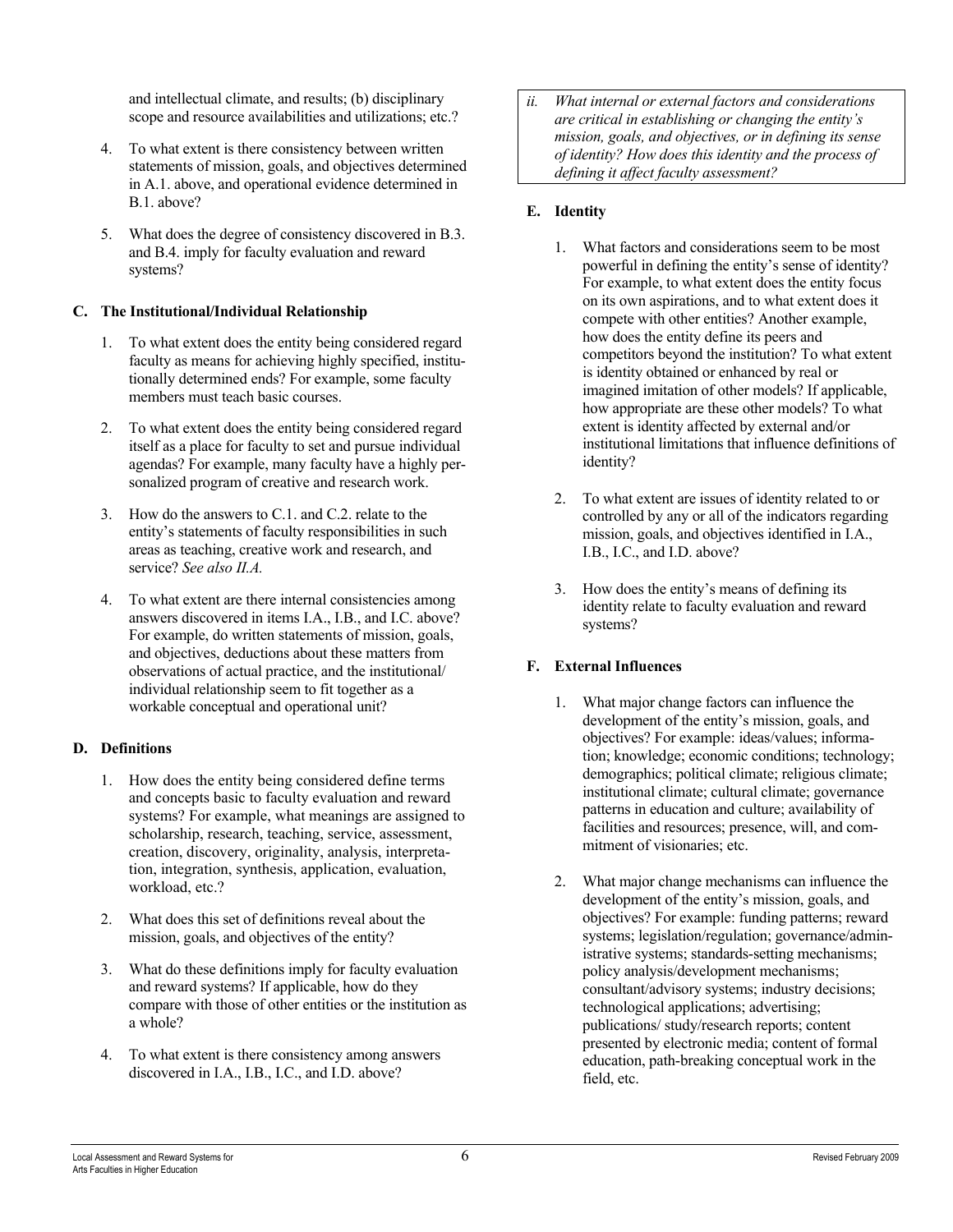and intellectual climate, and results; (b) disciplinary scope and resource availabilities and utilizations; etc.?

4. To what extent is there consistency between written statements of mission, goals, and objectives determined in A.1. above, and operational evidence determined in B.1. above?

5. What does the degree of consistency discovered in B.3. and B.4. imply for faculty evaluation and reward systems?

### C. The Institutional/Individual Relationship

1. To what extent does the entity being considered regard faculty as means for achieving highly specified, institutionally determined ends? For example, some faculty members must teach basic courses.

2. To what extent does the entity being considered regard itself as a place for faculty to set and pursue individual agendas? For example, many faculty have a highly personalized program of creative and research work.

3. How do the answers to C.1. and C.2. relate to the entity's statements of faculty responsibilities in such areas as teaching, creative work and research, and service? *See also II.A.*

4. To what extent are there internal consistencies among answers discovered in items I.A., I.B., and I.C. above? For example, do written statements of mission, goals, and objectives, deductions about these matters from observations of actual practice, and the institutional/individual relationship seem to fit together as a workable conceptual and operational unit?

### D. Definitions

1. How does the entity being considered define terms and concepts basic to faculty evaluation and reward systems? For example, what meanings are assigned to scholarship, research, teaching, service, assessment, creation, discovery, originality, analysis, interpretation, integration, synthesis, application, evaluation, workload, etc.?

2. What does this set of definitions reveal about the mission, goals, and objectives of the entity?

3. What do these definitions imply for faculty evaluation and reward systems? If applicable, how do they compare with those of other entities or the institution as a whole?

4. To what extent is there consistency among answers discovered in I.A., I.B., I.C., and I.D. above?

*ii. What internal or external factors and considerations are critical in establishing or changing the entity's mission, goals, and objectives, or in defining its sense of identity? How does this identity and the process of defining it affect faculty assessment?*

### E. Identity

1. What factors and considerations seem to be most powerful in defining the entity's sense of identity? For example, to what extent does the entity focus on its own aspirations, and to what extent does it compete with other entities? Another example, how does the entity define its peers and competitors beyond the institution? To what extent is identity obtained or enhanced by real or imagined imitation of other models? If applicable, how appropriate are these other models? To what extent is identity affected by external and/or institutional limitations that influence definitions of identity?

2. To what extent are issues of identity related to or controlled by any or all of the indicators regarding mission, goals, and objectives identified in I.A., I.B., I.C., and I.D. above?

3. How does the entity's means of defining its identity relate to faculty evaluation and reward systems?

### F. External Influences

1. What major change factors can influence the development of the entity's mission, goals, and objectives? For example: ideas/values; information; knowledge; economic conditions; technology; demographics; political climate; religious climate; institutional climate; cultural climate; governance patterns in education and culture; availability of facilities and resources; presence, will, and commitment of visionaries; etc.

2. What major change mechanisms can influence the development of the entity's mission, goals, and objectives? For example: funding patterns; reward systems; legislation/regulation; governance/administrative systems; standards-setting mechanisms; policy analysis/development mechanisms; consultant/advisory systems; industry decisions; technological applications; advertising; publications/ study/research reports; content presented by electronic media; content of formal education, path-breaking conceptual work in the field, etc.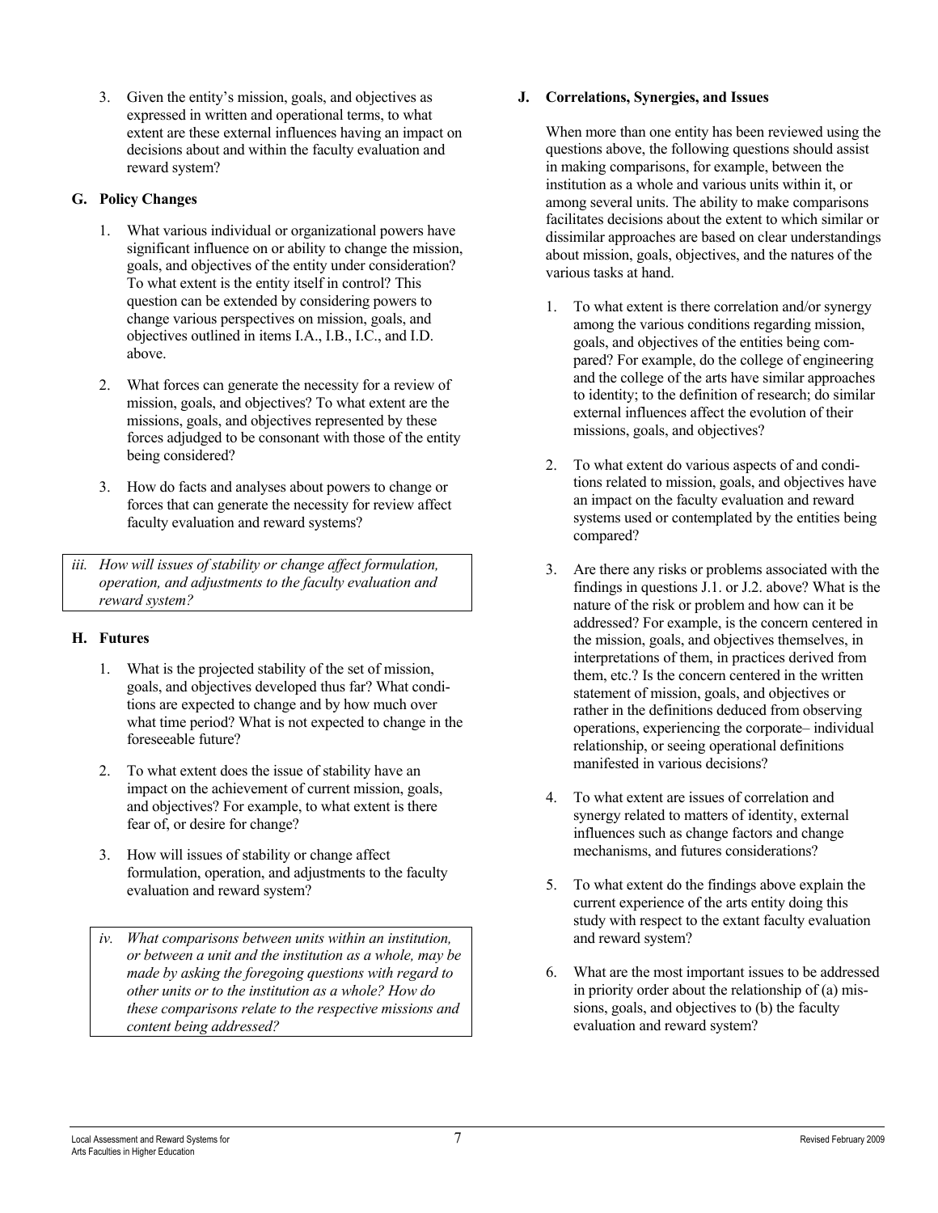3. Given the entity's mission, goals, and objectives as expressed in written and operational terms, to what extent are these external influences having an impact on decisions about and within the faculty evaluation and reward system?

### G. Policy Changes

1. What various individual or organizational powers have significant influence on or ability to change the mission, goals, and objectives of the entity under consideration? To what extent is the entity itself in control? This question can be extended by considering powers to change various perspectives on mission, goals, and objectives outlined in items I.A., I.B., I.C., and I.D. above.

2. What forces can generate the necessity for a review of mission, goals, and objectives? To what extent are the missions, goals, and objectives represented by these forces adjudged to be consonant with those of the entity being considered?

3. How do facts and analyses about powers to change or forces that can generate the necessity for review affect faculty evaluation and reward systems?

*iii. How will issues of stability or change affect formulation, operation, and adjustments to the faculty evaluation and reward system?*

### H. Futures

1. What is the projected stability of the set of mission, goals, and objectives developed thus far? What conditions are expected to change and by how much over what time period? What is not expected to change in the foreseeable future?

2. To what extent does the issue of stability have an impact on the achievement of current mission, goals, and objectives? For example, to what extent is there fear of, or desire for change?

3. How will issues of stability or change affect formulation, operation, and adjustments to the faculty evaluation and reward system?

*iv. What comparisons between units within an institution, or between a unit and the institution as a whole, may be made by asking the foregoing questions with regard to other units or to the institution as a whole? How do these comparisons relate to the respective missions and content being addressed?*

### J. Correlations, Synergies, and Issues

When more than one entity has been reviewed using the questions above, the following questions should assist in making comparisons, for example, between the institution as a whole and various units within it, or among several units. The ability to make comparisons facilitates decisions about the extent to which similar or dissimilar approaches are based on clear understandings about mission, goals, objectives, and the natures of the various tasks at hand.

1. To what extent is there correlation and/or synergy among the various conditions regarding mission, goals, and objectives of the entities being compared? For example, do the college of engineering and the college of the arts have similar approaches to identity; to the definition of research; do similar external influences affect the evolution of their missions, goals, and objectives?

2. To what extent do various aspects of and conditions related to mission, goals, and objectives have an impact on the faculty evaluation and reward systems used or contemplated by the entities being compared?

3. Are there any risks or problems associated with the findings in questions J.1. or J.2. above? What is the nature of the risk or problem and how can it be addressed? For example, is the concern centered in the mission, goals, and objectives themselves, in interpretations of them, in practices derived from them, etc.? Is the concern centered in the written statement of mission, goals, and objectives or rather in the definitions deduced from observing operations, experiencing the corporate– individual relationship, or seeing operational definitions manifested in various decisions?

4. To what extent are issues of correlation and synergy related to matters of identity, external influences such as change factors and change mechanisms, and futures considerations?

5. To what extent do the findings above explain the current experience of the arts entity doing this study with respect to the extant faculty evaluation and reward system?

6. What are the most important issues to be addressed in priority order about the relationship of (a) missions, goals, and objectives to (b) the faculty evaluation and reward system?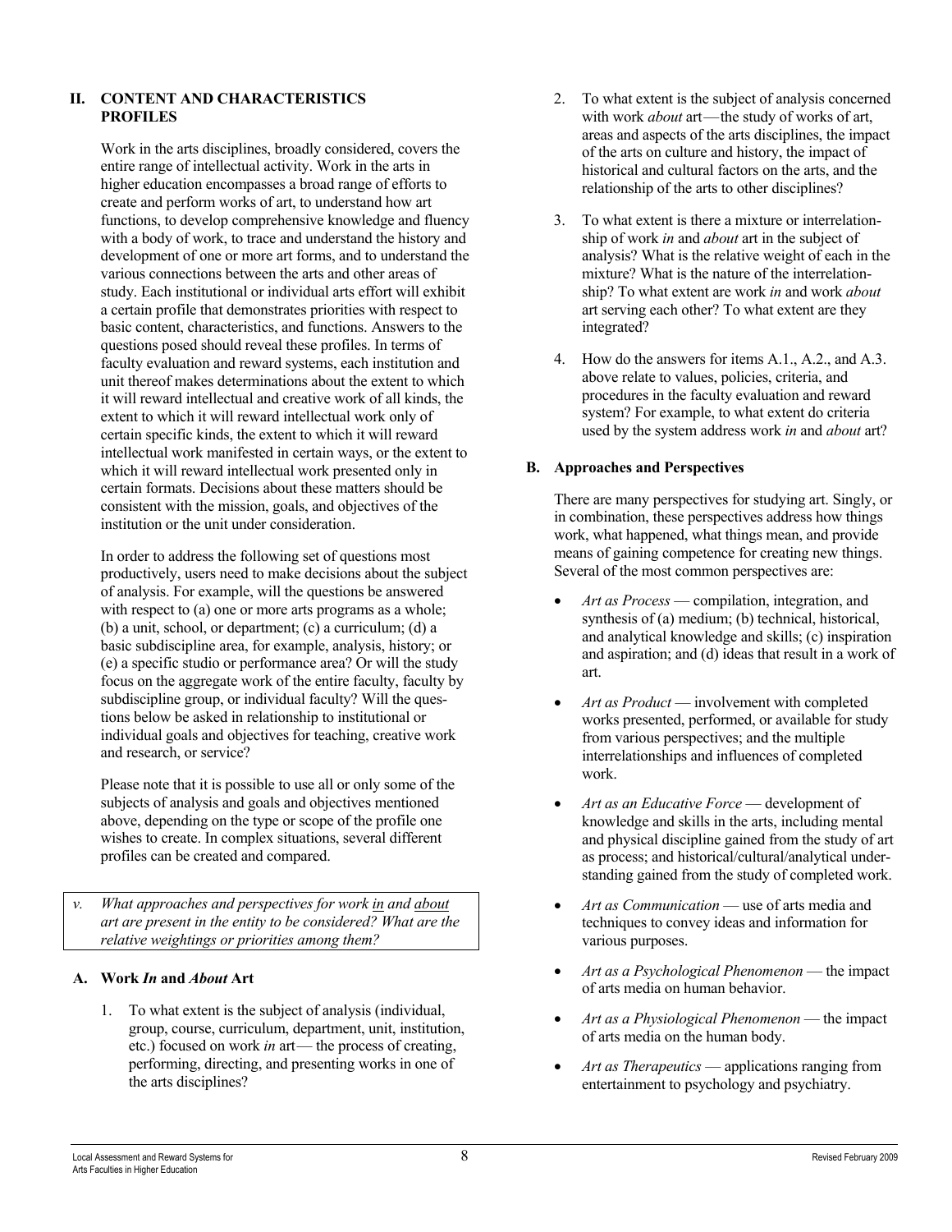## II. CONTENT AND CHARACTERISTICS PROFILES

Work in the arts disciplines, broadly considered, covers the entire range of intellectual activity. Work in the arts in higher education encompasses a broad range of efforts to create and perform works of art, to understand how art functions, to develop comprehensive knowledge and fluency with a body of work, to trace and understand the history and development of one or more art forms, and to understand the various connections between the arts and other areas of study. Each institutional or individual arts effort will exhibit a certain profile that demonstrates priorities with respect to basic content, characteristics, and functions. Answers to the questions posed should reveal these profiles. In terms of faculty evaluation and reward systems, each institution and unit thereof makes determinations about the extent to which it will reward intellectual and creative work of all kinds, the extent to which it will reward intellectual work only of certain specific kinds, the extent to which it will reward intellectual work manifested in certain ways, or the extent to which it will reward intellectual work presented only in certain formats. Decisions about these matters should be consistent with the mission, goals, and objectives of the institution or the unit under consideration.

In order to address the following set of questions most productively, users need to make decisions about the subject of analysis. For example, will the questions be answered with respect to (a) one or more arts programs as a whole; (b) a unit, school, or department; (c) a curriculum; (d) a basic subdiscipline area, for example, analysis, history; or (e) a specific studio or performance area? Or will the study focus on the aggregate work of the entire faculty, faculty by subdiscipline group, or individual faculty? Will the questions below be asked in relationship to institutional or individual goals and objectives for teaching, creative work and research, or service?

Please note that it is possible to use all or only some of the subjects of analysis and goals and objectives mentioned above, depending on the type or scope of the profile one wishes to create. In complex situations, several different profiles can be created and compared.

*v. What approaches and perspectives for work in and about art are present in the entity to be considered? What are the relative weightings or priorities among them?*

### A. Work *In* and *About* Art

1. To what extent is the subject of analysis (individual, group, course, curriculum, department, unit, institution, etc.) focused on work *in* art — the process of creating, performing, directing, and presenting works in one of the arts disciplines?

2. To what extent is the subject of analysis concerned with work *about* art — the study of works of art, areas and aspects of the arts disciplines, the impact of the arts on culture and history, the impact of historical and cultural factors on the arts, and the relationship of the arts to other disciplines?

3. To what extent is there a mixture or interrelationship of work *in* and *about* art in the subject of analysis? What is the relative weight of each in the mixture? What is the nature of the interrelationship? To what extent are work *in* and work *about* art serving each other? To what extent are they integrated?

4. How do the answers for items A.1., A.2., and A.3. above relate to values, policies, criteria, and procedures in the faculty evaluation and reward system? For example, to what extent do criteria used by the system address work *in* and *about* art?

### B. Approaches and Perspectives

There are many perspectives for studying art. Singly, or in combination, these perspectives address how things work, what happened, what things mean, and provide means of gaining competence for creating new things. Several of the most common perspectives are:

- *Art as Process* — compilation, integration, and synthesis of (a) medium; (b) technical, historical, and analytical knowledge and skills; (c) inspiration and aspiration; and (d) ideas that result in a work of art.
- *Art as Product* — involvement with completed works presented, performed, or available for study from various perspectives; and the multiple interrelationships and influences of completed work.
- *Art as an Educative Force* — development of knowledge and skills in the arts, including mental and physical discipline gained from the study of art as process; and historical/cultural/analytical understanding gained from the study of completed work.
- *Art as Communication* — use of arts media and techniques to convey ideas and information for various purposes.
- *Art as a Psychological Phenomenon* — the impact of arts media on human behavior.
- *Art as a Physiological Phenomenon* — the impact of arts media on the human body.
- *Art as Therapeutics* — applications ranging from entertainment to psychology and psychiatry.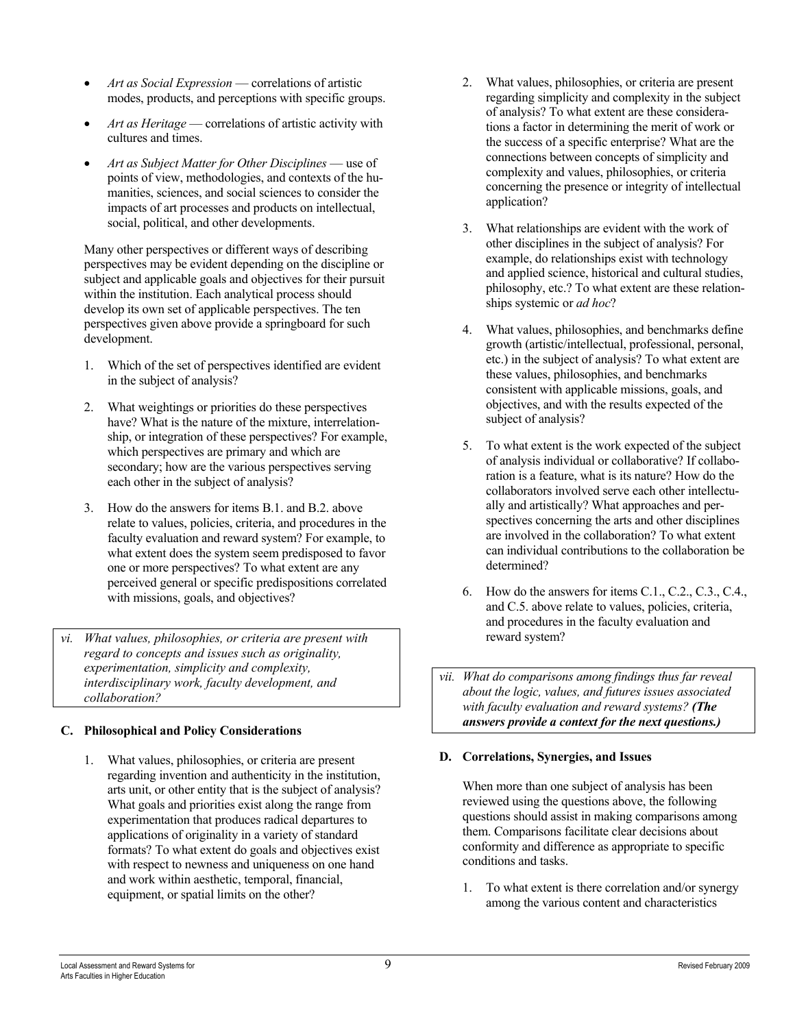- *Art as Social Expression* — correlations of artistic modes, products, and perceptions with specific groups.
- *Art as Heritage* — correlations of artistic activity with cultures and times.
- *Art as Subject Matter for Other Disciplines* — use of points of view, methodologies, and contexts of the humanities, sciences, and social sciences to consider the impacts of art processes and products on intellectual, social, political, and other developments.

Many other perspectives or different ways of describing perspectives may be evident depending on the discipline or subject and applicable goals and objectives for their pursuit within the institution. Each analytical process should develop its own set of applicable perspectives. The ten perspectives given above provide a springboard for such development.

1. Which of the set of perspectives identified are evident in the subject of analysis?
2. What weightings or priorities do these perspectives have? What is the nature of the mixture, interrelationship, or integration of these perspectives? For example, which perspectives are primary and which are secondary; how are the various perspectives serving each other in the subject of analysis?
3. How do the answers for items B.1. and B.2. above relate to values, policies, criteria, and procedures in the faculty evaluation and reward system? For example, to what extent does the system seem predisposed to favor one or more perspectives? To what extent are any perceived general or specific predispositions correlated with missions, goals, and objectives?

*vi. What values, philosophies, or criteria are present with regard to concepts and issues such as originality, experimentation, simplicity and complexity, interdisciplinary work, faculty development, and collaboration?*

### C. Philosophical and Policy Considerations

1. What values, philosophies, or criteria are present regarding invention and authenticity in the institution, arts unit, or other entity that is the subject of analysis? What goals and priorities exist along the range from experimentation that produces radical departures to applications of originality in a variety of standard formats? To what extent do goals and objectives exist with respect to newness and uniqueness on one hand and work within aesthetic, temporal, financial, equipment, or spatial limits on the other?
2. What values, philosophies, or criteria are present regarding simplicity and complexity in the subject of analysis? To what extent are these considerations a factor in determining the merit of work or the success of a specific enterprise? What are the connections between concepts of simplicity and complexity and values, philosophies, or criteria concerning the presence or integrity of intellectual application?
3. What relationships are evident with the work of other disciplines in the subject of analysis? For example, do relationships exist with technology and applied science, historical and cultural studies, philosophy, etc.? To what extent are these relationships systemic or *ad hoc*?
4. What values, philosophies, and benchmarks define growth (artistic/intellectual, professional, personal, etc.) in the subject of analysis? To what extent are these values, philosophies, and benchmarks consistent with applicable missions, goals, and objectives, and with the results expected of the subject of analysis?
5. To what extent is the work expected of the subject of analysis individual or collaborative? If collaboration is a feature, what is its nature? How do the collaborators involved serve each other intellectually and artistically? What approaches and perspectives concerning the arts and other disciplines are involved in the collaboration? To what extent can individual contributions to the collaboration be determined?
6. How do the answers for items C.1., C.2., C.3., C.4., and C.5. above relate to values, policies, criteria, and procedures in the faculty evaluation and reward system?

*vii. What do comparisons among findings thus far reveal about the logic, values, and futures issues associated with faculty evaluation and reward systems? **(The answers provide a context for the next questions.)***

### D. Correlations, Synergies, and Issues

When more than one subject of analysis has been reviewed using the questions above, the following questions should assist in making comparisons among them. Comparisons facilitate clear decisions about conformity and difference as appropriate to specific conditions and tasks.

1. To what extent is there correlation and/or synergy among the various content and characteristics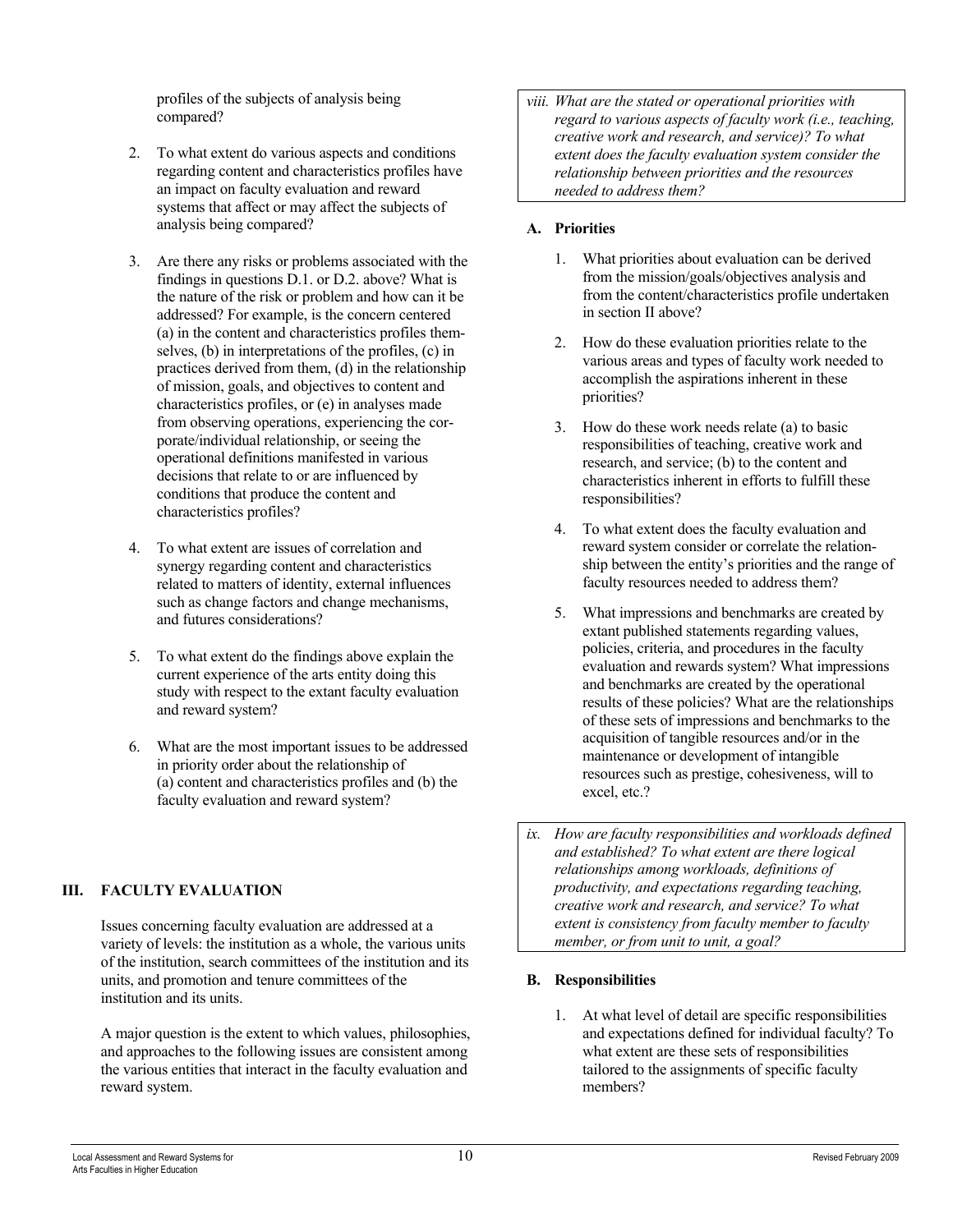profiles of the subjects of analysis being compared?

2. To what extent do various aspects and conditions regarding content and characteristics profiles have an impact on faculty evaluation and reward systems that affect or may affect the subjects of analysis being compared?

3. Are there any risks or problems associated with the findings in questions D.1. or D.2. above? What is the nature of the risk or problem and how can it be addressed? For example, is the concern centered (a) in the content and characteristics profiles themselves, (b) in interpretations of the profiles, (c) in practices derived from them, (d) in the relationship of mission, goals, and objectives to content and characteristics profiles, or (e) in analyses made from observing operations, experiencing the corporate/individual relationship, or seeing the operational definitions manifested in various decisions that relate to or are influenced by conditions that produce the content and characteristics profiles?

4. To what extent are issues of correlation and synergy regarding content and characteristics related to matters of identity, external influences such as change factors and change mechanisms, and futures considerations?

5. To what extent do the findings above explain the current experience of the arts entity doing this study with respect to the extant faculty evaluation and reward system?

6. What are the most important issues to be addressed in priority order about the relationship of (a) content and characteristics profiles and (b) the faculty evaluation and reward system?

## III. FACULTY EVALUATION

Issues concerning faculty evaluation are addressed at a variety of levels: the institution as a whole, the various units of the institution, search committees of the institution and its units, and promotion and tenure committees of the institution and its units.

A major question is the extent to which values, philosophies, and approaches to the following issues are consistent among the various entities that interact in the faculty evaluation and reward system.

*viii. What are the stated or operational priorities with regard to various aspects of faculty work (i.e., teaching, creative work and research, and service)? To what extent does the faculty evaluation system consider the relationship between priorities and the resources needed to address them?*

### A. Priorities

1. What priorities about evaluation can be derived from the mission/goals/objectives analysis and from the content/characteristics profile undertaken in section II above?

2. How do these evaluation priorities relate to the various areas and types of faculty work needed to accomplish the aspirations inherent in these priorities?

3. How do these work needs relate (a) to basic responsibilities of teaching, creative work and research, and service; (b) to the content and characteristics inherent in efforts to fulfill these responsibilities?

4. To what extent does the faculty evaluation and reward system consider or correlate the relationship between the entity's priorities and the range of faculty resources needed to address them?

5. What impressions and benchmarks are created by extant published statements regarding values, policies, criteria, and procedures in the faculty evaluation and rewards system? What impressions and benchmarks are created by the operational results of these policies? What are the relationships of these sets of impressions and benchmarks to the acquisition of tangible resources and/or in the maintenance or development of intangible resources such as prestige, cohesiveness, will to excel, etc.?

*ix. How are faculty responsibilities and workloads defined and established? To what extent are there logical relationships among workloads, definitions of productivity, and expectations regarding teaching, creative work and research, and service? To what extent is consistency from faculty member to faculty member, or from unit to unit, a goal?*

### B. Responsibilities

1. At what level of detail are specific responsibilities and expectations defined for individual faculty? To what extent are these sets of responsibilities tailored to the assignments of specific faculty members?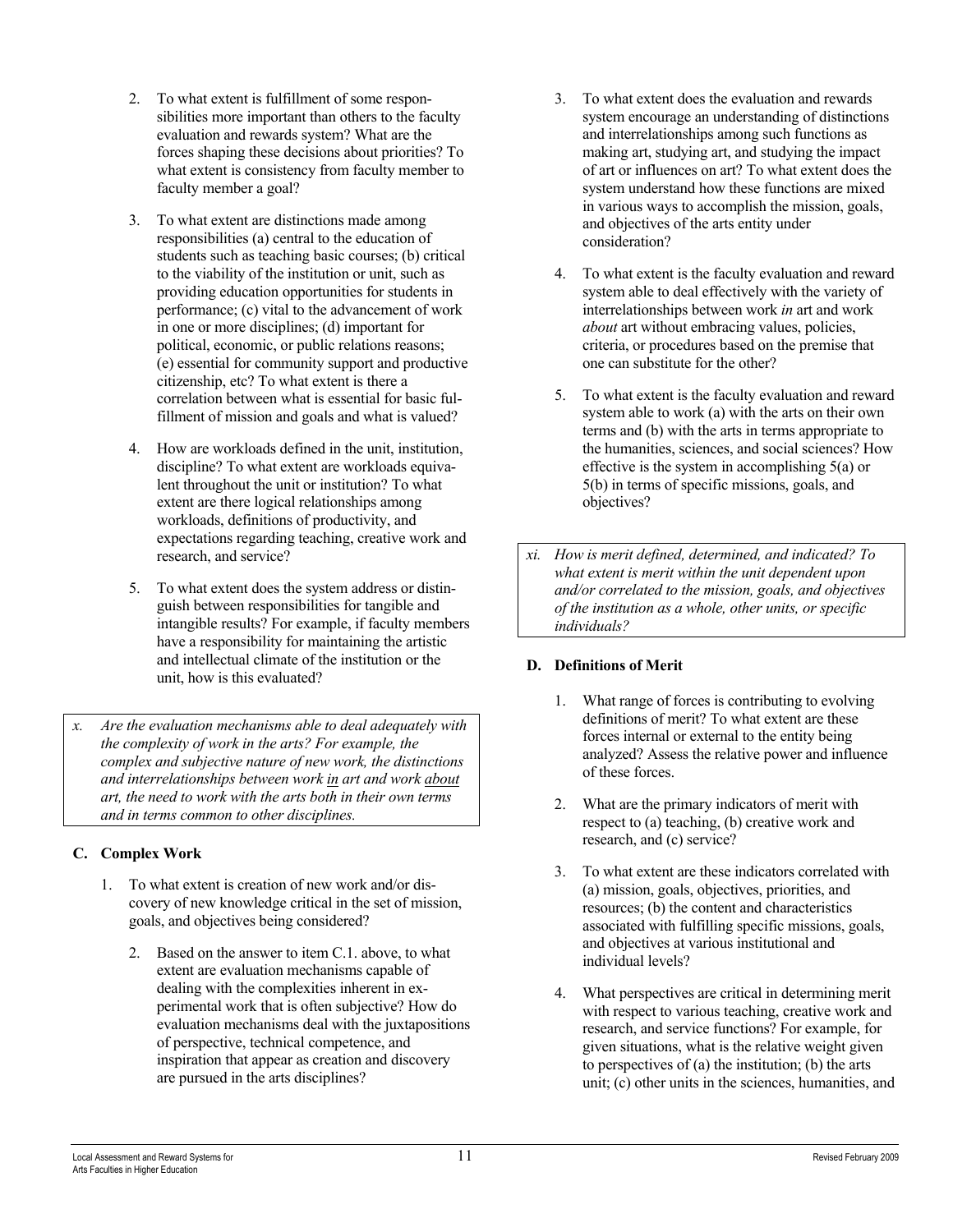2. To what extent is fulfillment of some responsibilities more important than others to the faculty evaluation and rewards system? What are the forces shaping these decisions about priorities? To what extent is consistency from faculty member to faculty member a goal?

3. To what extent are distinctions made among responsibilities (a) central to the education of students such as teaching basic courses; (b) critical to the viability of the institution or unit, such as providing education opportunities for students in performance; (c) vital to the advancement of work in one or more disciplines; (d) important for political, economic, or public relations reasons; (e) essential for community support and productive citizenship, etc? To what extent is there a correlation between what is essential for basic fulfillment of mission and goals and what is valued?

4. How are workloads defined in the unit, institution, discipline? To what extent are workloads equivalent throughout the unit or institution? To what extent are there logical relationships among workloads, definitions of productivity, and expectations regarding teaching, creative work and research, and service?

5. To what extent does the system address or distinguish between responsibilities for tangible and intangible results? For example, if faculty members have a responsibility for maintaining the artistic and intellectual climate of the institution or the unit, how is this evaluated?

*x. Are the evaluation mechanisms able to deal adequately with the complexity of work in the arts? For example, the complex and subjective nature of new work, the distinctions and interrelationships between work <u>in</u> art and work <u>about</u> art, the need to work with the arts both in their own terms and in terms common to other disciplines.*

### C. Complex Work

1. To what extent is creation of new work and/or discovery of new knowledge critical in the set of mission, goals, and objectives being considered?

2. Based on the answer to item C.1. above, to what extent are evaluation mechanisms capable of dealing with the complexities inherent in experimental work that is often subjective? How do evaluation mechanisms deal with the juxtapositions of perspective, technical competence, and inspiration that appear as creation and discovery are pursued in the arts disciplines?

3. To what extent does the evaluation and rewards system encourage an understanding of distinctions and interrelationships among such functions as making art, studying art, and studying the impact of art or influences on art? To what extent does the system understand how these functions are mixed in various ways to accomplish the mission, goals, and objectives of the arts entity under consideration?

4. To what extent is the faculty evaluation and reward system able to deal effectively with the variety of interrelationships between work *in* art and work *about* art without embracing values, policies, criteria, or procedures based on the premise that one can substitute for the other?

5. To what extent is the faculty evaluation and reward system able to work (a) with the arts on their own terms and (b) with the arts in terms appropriate to the humanities, sciences, and social sciences? How effective is the system in accomplishing 5(a) or 5(b) in terms of specific missions, goals, and objectives?

*xi. How is merit defined, determined, and indicated? To what extent is merit within the unit dependent upon and/or correlated to the mission, goals, and objectives of the institution as a whole, other units, or specific individuals?*

### D. Definitions of Merit

1. What range of forces is contributing to evolving definitions of merit? To what extent are these forces internal or external to the entity being analyzed? Assess the relative power and influence of these forces.

2. What are the primary indicators of merit with respect to (a) teaching, (b) creative work and research, and (c) service?

3. To what extent are these indicators correlated with (a) mission, goals, objectives, priorities, and resources; (b) the content and characteristics associated with fulfilling specific missions, goals, and objectives at various institutional and individual levels?

4. What perspectives are critical in determining merit with respect to various teaching, creative work and research, and service functions? For example, for given situations, what is the relative weight given to perspectives of (a) the institution; (b) the arts unit; (c) other units in the sciences, humanities, and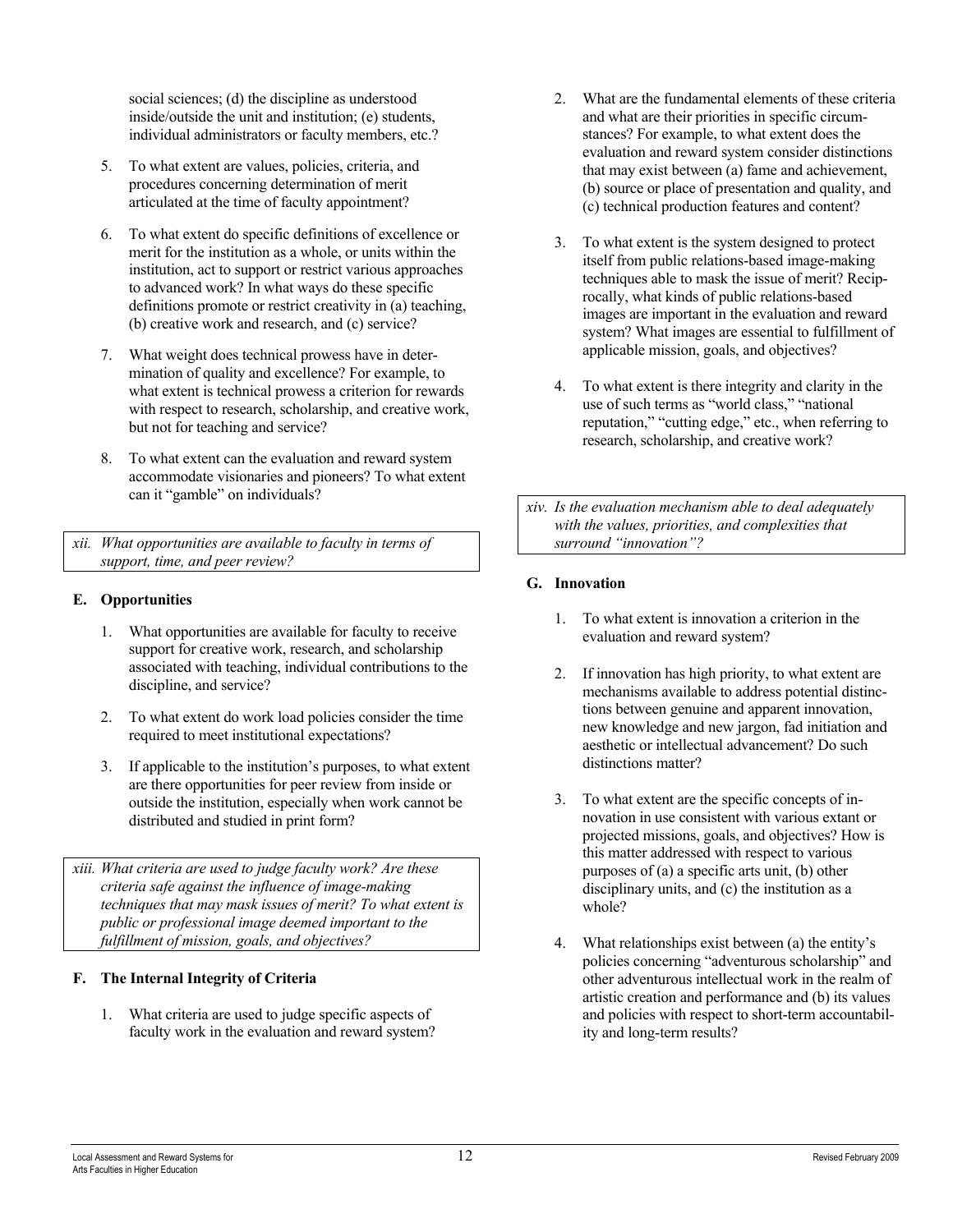social sciences; (d) the discipline as understood inside/outside the unit and institution; (e) students, individual administrators or faculty members, etc.?

5. To what extent are values, policies, criteria, and procedures concerning determination of merit articulated at the time of faculty appointment?

6. To what extent do specific definitions of excellence or merit for the institution as a whole, or units within the institution, act to support or restrict various approaches to advanced work? In what ways do these specific definitions promote or restrict creativity in (a) teaching, (b) creative work and research, and (c) service?

7. What weight does technical prowess have in determination of quality and excellence? For example, to what extent is technical prowess a criterion for rewards with respect to research, scholarship, and creative work, but not for teaching and service?

8. To what extent can the evaluation and reward system accommodate visionaries and pioneers? To what extent can it "gamble" on individuals?

*xii. What opportunities are available to faculty in terms of support, time, and peer review?*

### E. Opportunities

1. What opportunities are available for faculty to receive support for creative work, research, and scholarship associated with teaching, individual contributions to the discipline, and service?

2. To what extent do work load policies consider the time required to meet institutional expectations?

3. If applicable to the institution's purposes, to what extent are there opportunities for peer review from inside or outside the institution, especially when work cannot be distributed and studied in print form?

*xiii. What criteria are used to judge faculty work? Are these criteria safe against the influence of image-making techniques that may mask issues of merit? To what extent is public or professional image deemed important to the fulfillment of mission, goals, and objectives?*

### F. The Internal Integrity of Criteria

1. What criteria are used to judge specific aspects of faculty work in the evaluation and reward system?

2. What are the fundamental elements of these criteria and what are their priorities in specific circumstances? For example, to what extent does the evaluation and reward system consider distinctions that may exist between (a) fame and achievement, (b) source or place of presentation and quality, and (c) technical production features and content?

3. To what extent is the system designed to protect itself from public relations-based image-making techniques able to mask the issue of merit? Reciprocally, what kinds of public relations-based images are important in the evaluation and reward system? What images are essential to fulfillment of applicable mission, goals, and objectives?

4. To what extent is there integrity and clarity in the use of such terms as "world class," "national reputation," "cutting edge," etc., when referring to research, scholarship, and creative work?

*xiv. Is the evaluation mechanism able to deal adequately with the values, priorities, and complexities that surround "innovation"?*

### G. Innovation

1. To what extent is innovation a criterion in the evaluation and reward system?

2. If innovation has high priority, to what extent are mechanisms available to address potential distinctions between genuine and apparent innovation, new knowledge and new jargon, fad initiation and aesthetic or intellectual advancement? Do such distinctions matter?

3. To what extent are the specific concepts of innovation in use consistent with various extant or projected missions, goals, and objectives? How is this matter addressed with respect to various purposes of (a) a specific arts unit, (b) other disciplinary units, and (c) the institution as a whole?

4. What relationships exist between (a) the entity's policies concerning "adventurous scholarship" and other adventurous intellectual work in the realm of artistic creation and performance and (b) its values and policies with respect to short-term accountability and long-term results?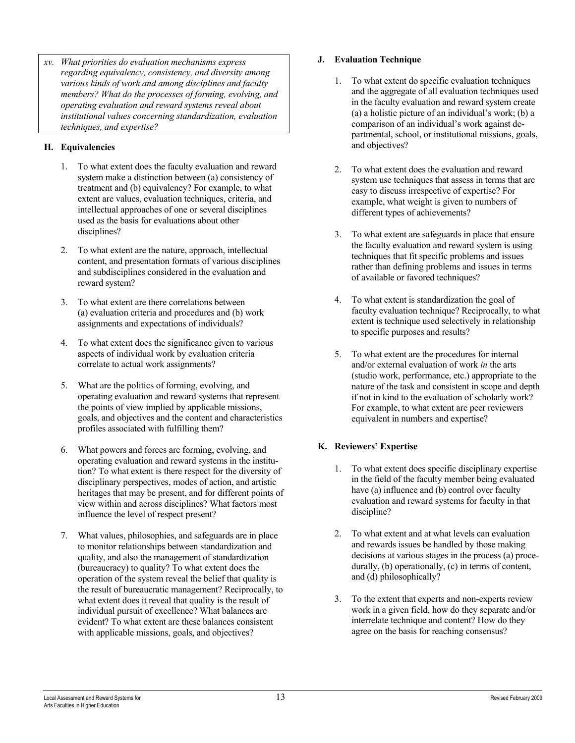*xv. What priorities do evaluation mechanisms express regarding equivalency, consistency, and diversity among various kinds of work and among disciplines and faculty members? What do the processes of forming, evolving, and operating evaluation and reward systems reveal about institutional values concerning standardization, evaluation techniques, and expertise?*

### H. Equivalencies

1. To what extent does the faculty evaluation and reward system make a distinction between (a) consistency of treatment and (b) equivalency? For example, to what extent are values, evaluation techniques, criteria, and intellectual approaches of one or several disciplines used as the basis for evaluations about other disciplines?

2. To what extent are the nature, approach, intellectual content, and presentation formats of various disciplines and subdisciplines considered in the evaluation and reward system?

3. To what extent are there correlations between (a) evaluation criteria and procedures and (b) work assignments and expectations of individuals?

4. To what extent does the significance given to various aspects of individual work by evaluation criteria correlate to actual work assignments?

5. What are the politics of forming, evolving, and operating evaluation and reward systems that represent the points of view implied by applicable missions, goals, and objectives and the content and characteristics profiles associated with fulfilling them?

6. What powers and forces are forming, evolving, and operating evaluation and reward systems in the institution? To what extent is there respect for the diversity of disciplinary perspectives, modes of action, and artistic heritages that may be present, and for different points of view within and across disciplines? What factors most influence the level of respect present?

7. What values, philosophies, and safeguards are in place to monitor relationships between standardization and quality, and also the management of standardization (bureaucracy) to quality? To what extent does the operation of the system reveal the belief that quality is the result of bureaucratic management? Reciprocally, to what extent does it reveal that quality is the result of individual pursuit of excellence? What balances are evident? To what extent are these balances consistent with applicable missions, goals, and objectives?

### J. Evaluation Technique

1. To what extent do specific evaluation techniques and the aggregate of all evaluation techniques used in the faculty evaluation and reward system create (a) a holistic picture of an individual's work; (b) a comparison of an individual's work against departmental, school, or institutional missions, goals, and objectives?

2. To what extent does the evaluation and reward system use techniques that assess in terms that are easy to discuss irrespective of expertise? For example, what weight is given to numbers of different types of achievements?

3. To what extent are safeguards in place that ensure the faculty evaluation and reward system is using techniques that fit specific problems and issues rather than defining problems and issues in terms of available or favored techniques?

4. To what extent is standardization the goal of faculty evaluation technique? Reciprocally, to what extent is technique used selectively in relationship to specific purposes and results?

5. To what extent are the procedures for internal and/or external evaluation of work *in* the arts (studio work, performance, etc.) appropriate to the nature of the task and consistent in scope and depth if not in kind to the evaluation of scholarly work? For example, to what extent are peer reviewers equivalent in numbers and expertise?

### K. Reviewers' Expertise

1. To what extent does specific disciplinary expertise in the field of the faculty member being evaluated have (a) influence and (b) control over faculty evaluation and reward systems for faculty in that discipline?

2. To what extent and at what levels can evaluation and rewards issues be handled by those making decisions at various stages in the process (a) procedurally, (b) operationally, (c) in terms of content, and (d) philosophically?

3. To the extent that experts and non-experts review work in a given field, how do they separate and/or interrelate technique and content? How do they agree on the basis for reaching consensus?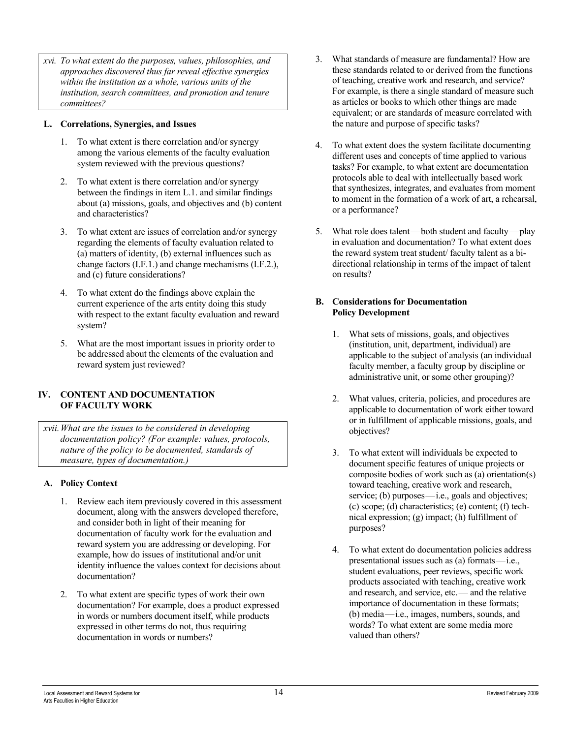*xvi. To what extent do the purposes, values, philosophies, and approaches discovered thus far reveal effective synergies within the institution as a whole, various units of the institution, search committees, and promotion and tenure committees?*

### L. Correlations, Synergies, and Issues

1. To what extent is there correlation and/or synergy among the various elements of the faculty evaluation system reviewed with the previous questions?
2. To what extent is there correlation and/or synergy between the findings in item L.1. and similar findings about (a) missions, goals, and objectives and (b) content and characteristics?
3. To what extent are issues of correlation and/or synergy regarding the elements of faculty evaluation related to (a) matters of identity, (b) external influences such as change factors (I.F.1.) and change mechanisms (I.F.2.), and (c) future considerations?
4. To what extent do the findings above explain the current experience of the arts entity doing this study with respect to the extant faculty evaluation and reward system?
5. What are the most important issues in priority order to be addressed about the elements of the evaluation and reward system just reviewed?

## IV. CONTENT AND DOCUMENTATION OF FACULTY WORK

*xvii. What are the issues to be considered in developing documentation policy? (For example: values, protocols, nature of the policy to be documented, standards of measure, types of documentation.)*

### A. Policy Context

1. Review each item previously covered in this assessment document, along with the answers developed therefore, and consider both in light of their meaning for documentation of faculty work for the evaluation and reward system you are addressing or developing. For example, how do issues of institutional and/or unit identity influence the values context for decisions about documentation?
2. To what extent are specific types of work their own documentation? For example, does a product expressed in words or numbers document itself, while products expressed in other terms do not, thus requiring documentation in words or numbers?
3. What standards of measure are fundamental? How are these standards related to or derived from the functions of teaching, creative work and research, and service? For example, is there a single standard of measure such as articles or books to which other things are made equivalent; or are standards of measure correlated with the nature and purpose of specific tasks?
4. To what extent does the system facilitate documenting different uses and concepts of time applied to various tasks? For example, to what extent are documentation protocols able to deal with intellectually based work that synthesizes, integrates, and evaluates from moment to moment in the formation of a work of art, a rehearsal, or a performance?
5. What role does talent — both student and faculty — play in evaluation and documentation? To what extent does the reward system treat student/ faculty talent as a bi-directional relationship in terms of the impact of talent on results?

### B. Considerations for Documentation Policy Development

1. What sets of missions, goals, and objectives (institution, unit, department, individual) are applicable to the subject of analysis (an individual faculty member, a faculty group by discipline or administrative unit, or some other grouping)?
2. What values, criteria, policies, and procedures are applicable to documentation of work either toward or in fulfillment of applicable missions, goals, and objectives?
3. To what extent will individuals be expected to document specific features of unique projects or composite bodies of work such as (a) orientation(s) toward teaching, creative work and research, service; (b) purposes — i.e., goals and objectives; (c) scope; (d) characteristics; (e) content; (f) technical expression; (g) impact; (h) fulfillment of purposes?
4. To what extent do documentation policies address presentational issues such as (a) formats — i.e., student evaluations, peer reviews, specific work products associated with teaching, creative work and research, and service, etc. — and the relative importance of documentation in these formats; (b) media — i.e., images, numbers, sounds, and words? To what extent are some media more valued than others?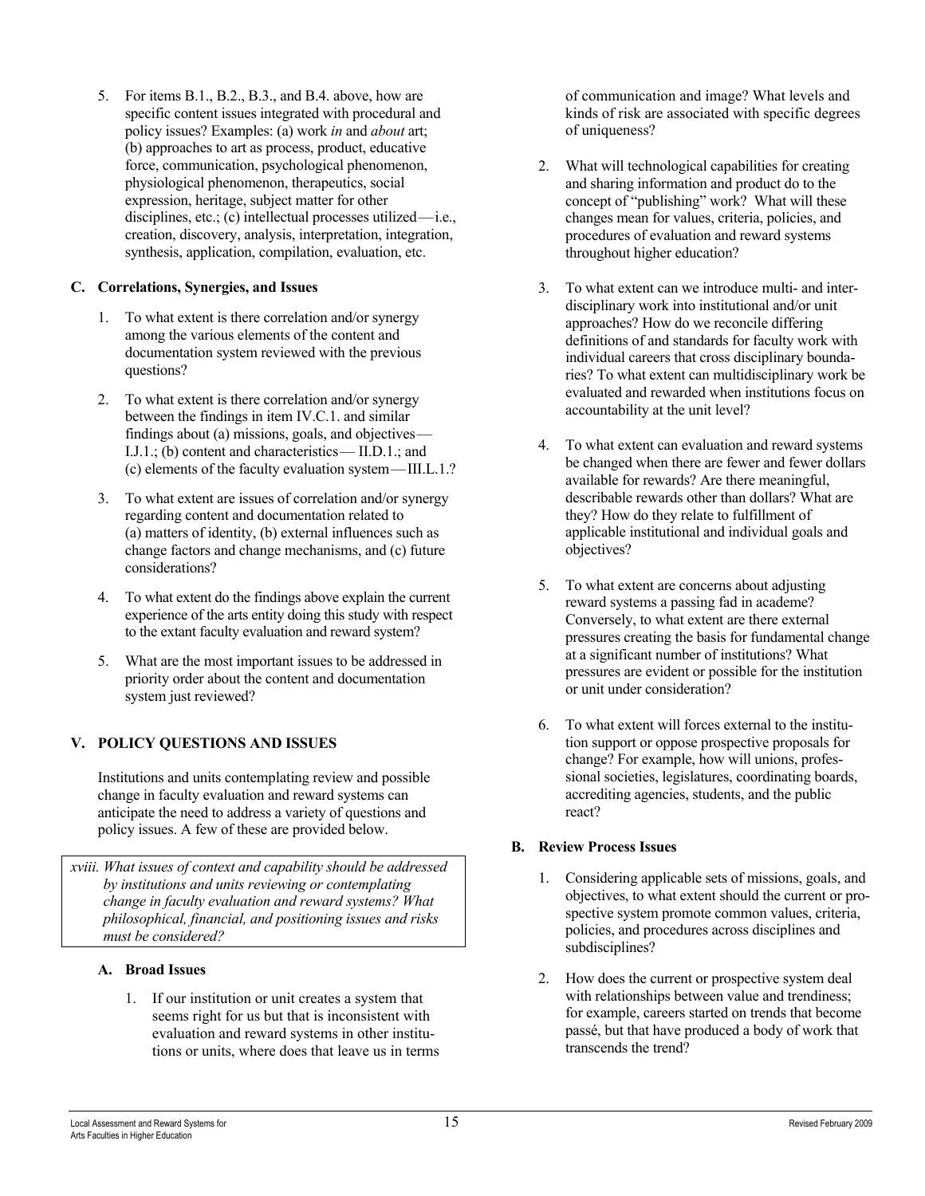5. For items B.1., B.2., B.3., and B.4. above, how are specific content issues integrated with procedural and policy issues? Examples: (a) work *in* and *about* art; (b) approaches to art as process, product, educative force, communication, psychological phenomenon, physiological phenomenon, therapeutics, social expression, heritage, subject matter for other disciplines, etc.; (c) intellectual processes utilized—i.e., creation, discovery, analysis, interpretation, integration, synthesis, application, compilation, evaluation, etc.

### C. Correlations, Synergies, and Issues

1. To what extent is there correlation and/or synergy among the various elements of the content and documentation system reviewed with the previous questions?
2. To what extent is there correlation and/or synergy between the findings in item IV.C.1. and similar findings about (a) missions, goals, and objectives—I.J.1.; (b) content and characteristics—II.D.1.; and (c) elements of the faculty evaluation system—III.L.1.?
3. To what extent are issues of correlation and/or synergy regarding content and documentation related to (a) matters of identity, (b) external influences such as change factors and change mechanisms, and (c) future considerations?
4. To what extent do the findings above explain the current experience of the arts entity doing this study with respect to the extant faculty evaluation and reward system?
5. What are the most important issues to be addressed in priority order about the content and documentation system just reviewed?

## V. POLICY QUESTIONS AND ISSUES

Institutions and units contemplating review and possible change in faculty evaluation and reward systems can anticipate the need to address a variety of questions and policy issues. A few of these are provided below.

*xviii. What issues of context and capability should be addressed by institutions and units reviewing or contemplating change in faculty evaluation and reward systems? What philosophical, financial, and positioning issues and risks must be considered?*

### A. Broad Issues

1. If our institution or unit creates a system that seems right for us but that is inconsistent with evaluation and reward systems in other institutions or units, where does that leave us in terms of communication and image? What levels and kinds of risk are associated with specific degrees of uniqueness?
2. What will technological capabilities for creating and sharing information and product do to the concept of "publishing" work? What will these changes mean for values, criteria, policies, and procedures of evaluation and reward systems throughout higher education?
3. To what extent can we introduce multi- and inter-disciplinary work into institutional and/or unit approaches? How do we reconcile differing definitions of and standards for faculty work with individual careers that cross disciplinary boundaries? To what extent can multidisciplinary work be evaluated and rewarded when institutions focus on accountability at the unit level?
4. To what extent can evaluation and reward systems be changed when there are fewer and fewer dollars available for rewards? Are there meaningful, describable rewards other than dollars? What are they? How do they relate to fulfillment of applicable institutional and individual goals and objectives?
5. To what extent are concerns about adjusting reward systems a passing fad in academe? Conversely, to what extent are there external pressures creating the basis for fundamental change at a significant number of institutions? What pressures are evident or possible for the institution or unit under consideration?
6. To what extent will forces external to the institution support or oppose prospective proposals for change? For example, how will unions, professional societies, legislatures, coordinating boards, accrediting agencies, students, and the public react?

### B. Review Process Issues

1. Considering applicable sets of missions, goals, and objectives, to what extent should the current or prospective system promote common values, criteria, policies, and procedures across disciplines and subdisciplines?
2. How does the current or prospective system deal with relationships between value and trendiness; for example, careers started on trends that become passé, but that have produced a body of work that transcends the trend?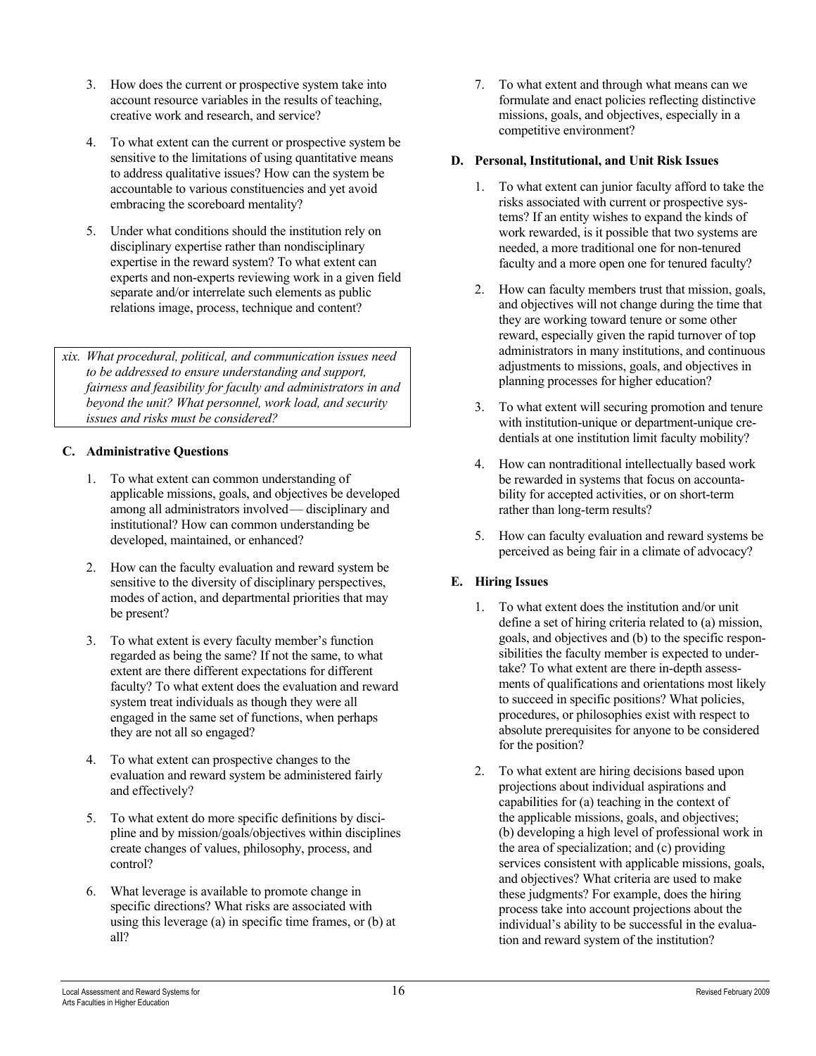3. How does the current or prospective system take into account resource variables in the results of teaching, creative work and research, and service?

4. To what extent can the current or prospective system be sensitive to the limitations of using quantitative means to address qualitative issues? How can the system be accountable to various constituencies and yet avoid embracing the scoreboard mentality?

5. Under what conditions should the institution rely on disciplinary expertise rather than nondisciplinary expertise in the reward system? To what extent can experts and non-experts reviewing work in a given field separate and/or interrelate such elements as public relations image, process, technique and content?

*xix. What procedural, political, and communication issues need to be addressed to ensure understanding and support, fairness and feasibility for faculty and administrators in and beyond the unit? What personnel, work load, and security issues and risks must be considered?*

### C. Administrative Questions

1. To what extent can common understanding of applicable missions, goals, and objectives be developed among all administrators involved— disciplinary and institutional? How can common understanding be developed, maintained, or enhanced?

2. How can the faculty evaluation and reward system be sensitive to the diversity of disciplinary perspectives, modes of action, and departmental priorities that may be present?

3. To what extent is every faculty member's function regarded as being the same? If not the same, to what extent are there different expectations for different faculty? To what extent does the evaluation and reward system treat individuals as though they were all engaged in the same set of functions, when perhaps they are not all so engaged?

4. To what extent can prospective changes to the evaluation and reward system be administered fairly and effectively?

5. To what extent do more specific definitions by discipline and by mission/goals/objectives within disciplines create changes of values, philosophy, process, and control?

6. What leverage is available to promote change in specific directions? What risks are associated with using this leverage (a) in specific time frames, or (b) at all?

7. To what extent and through what means can we formulate and enact policies reflecting distinctive missions, goals, and objectives, especially in a competitive environment?

### D. Personal, Institutional, and Unit Risk Issues

1. To what extent can junior faculty afford to take the risks associated with current or prospective systems? If an entity wishes to expand the kinds of work rewarded, is it possible that two systems are needed, a more traditional one for non-tenured faculty and a more open one for tenured faculty?

2. How can faculty members trust that mission, goals, and objectives will not change during the time that they are working toward tenure or some other reward, especially given the rapid turnover of top administrators in many institutions, and continuous adjustments to missions, goals, and objectives in planning processes for higher education?

3. To what extent will securing promotion and tenure with institution-unique or department-unique credentials at one institution limit faculty mobility?

4. How can nontraditional intellectually based work be rewarded in systems that focus on accountability for accepted activities, or on short-term rather than long-term results?

5. How can faculty evaluation and reward systems be perceived as being fair in a climate of advocacy?

### E. Hiring Issues

1. To what extent does the institution and/or unit define a set of hiring criteria related to (a) mission, goals, and objectives and (b) to the specific responsibilities the faculty member is expected to undertake? To what extent are there in-depth assessments of qualifications and orientations most likely to succeed in specific positions? What policies, procedures, or philosophies exist with respect to absolute prerequisites for anyone to be considered for the position?

2. To what extent are hiring decisions based upon projections about individual aspirations and capabilities for (a) teaching in the context of the applicable missions, goals, and objectives; (b) developing a high level of professional work in the area of specialization; and (c) providing services consistent with applicable missions, goals, and objectives? What criteria are used to make these judgments? For example, does the hiring process take into account projections about the individual's ability to be successful in the evaluation and reward system of the institution?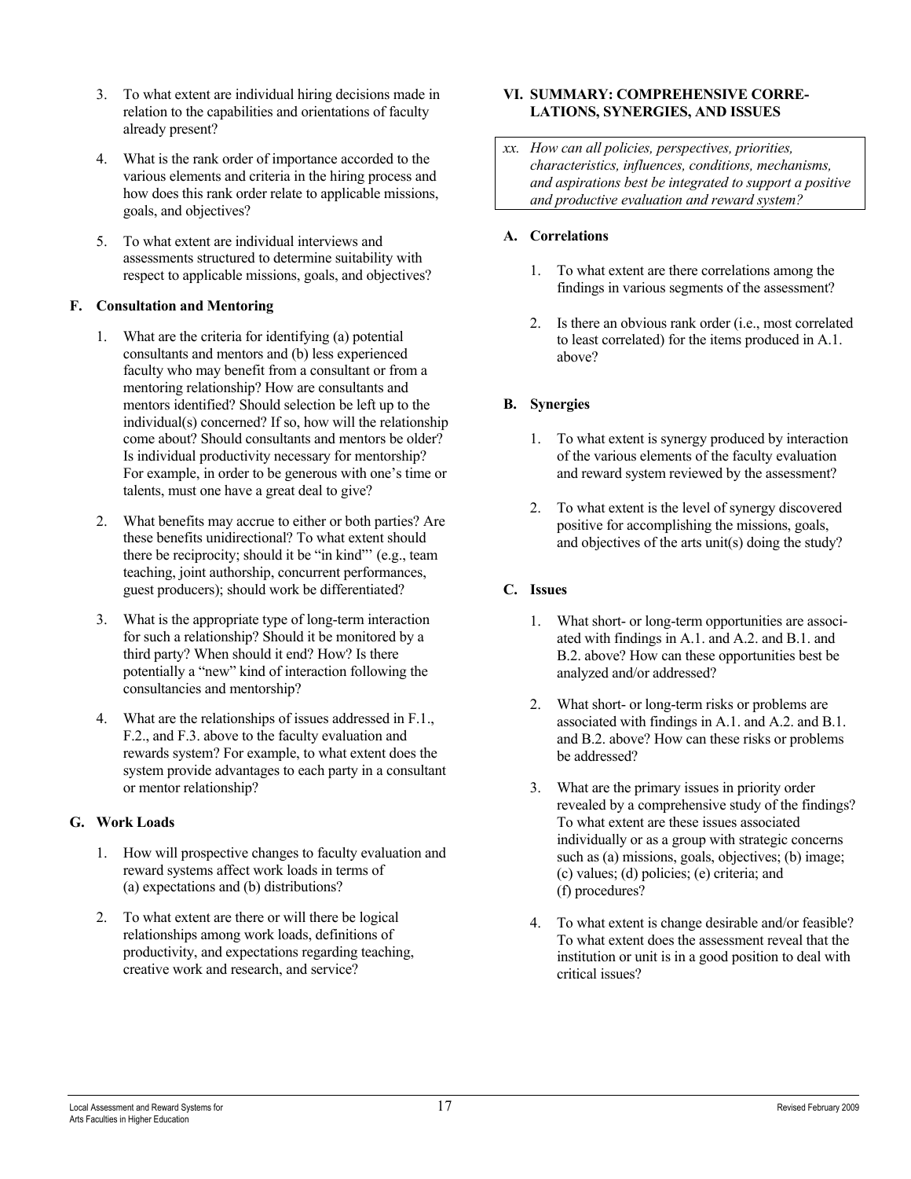3. To what extent are individual hiring decisions made in relation to the capabilities and orientations of faculty already present?

4. What is the rank order of importance accorded to the various elements and criteria in the hiring process and how does this rank order relate to applicable missions, goals, and objectives?

5. To what extent are individual interviews and assessments structured to determine suitability with respect to applicable missions, goals, and objectives?

### F. Consultation and Mentoring

1. What are the criteria for identifying (a) potential consultants and mentors and (b) less experienced faculty who may benefit from a consultant or from a mentoring relationship? How are consultants and mentors identified? Should selection be left up to the individual(s) concerned? If so, how will the relationship come about? Should consultants and mentors be older? Is individual productivity necessary for mentorship? For example, in order to be generous with one's time or talents, must one have a great deal to give?

2. What benefits may accrue to either or both parties? Are these benefits unidirectional? To what extent should there be reciprocity; should it be "in kind"' (e.g., team teaching, joint authorship, concurrent performances, guest producers); should work be differentiated?

3. What is the appropriate type of long-term interaction for such a relationship? Should it be monitored by a third party? When should it end? How? Is there potentially a "new" kind of interaction following the consultancies and mentorship?

4. What are the relationships of issues addressed in F.1., F.2., and F.3. above to the faculty evaluation and rewards system? For example, to what extent does the system provide advantages to each party in a consultant or mentor relationship?

### G. Work Loads

1. How will prospective changes to faculty evaluation and reward systems affect work loads in terms of (a) expectations and (b) distributions?

2. To what extent are there or will there be logical relationships among work loads, definitions of productivity, and expectations regarding teaching, creative work and research, and service?

## VI. SUMMARY: COMPREHENSIVE CORRELATIONS, SYNERGIES, AND ISSUES

*xx. How can all policies, perspectives, priorities, characteristics, influences, conditions, mechanisms, and aspirations best be integrated to support a positive and productive evaluation and reward system?*

### A. Correlations

1. To what extent are there correlations among the findings in various segments of the assessment?

2. Is there an obvious rank order (i.e., most correlated to least correlated) for the items produced in A.1. above?

### B. Synergies

1. To what extent is synergy produced by interaction of the various elements of the faculty evaluation and reward system reviewed by the assessment?

2. To what extent is the level of synergy discovered positive for accomplishing the missions, goals, and objectives of the arts unit(s) doing the study?

### C. Issues

1. What short- or long-term opportunities are associated with findings in A.1. and A.2. and B.1. and B.2. above? How can these opportunities best be analyzed and/or addressed?

2. What short- or long-term risks or problems are associated with findings in A.1. and A.2. and B.1. and B.2. above? How can these risks or problems be addressed?

3. What are the primary issues in priority order revealed by a comprehensive study of the findings? To what extent are these issues associated individually or as a group with strategic concerns such as (a) missions, goals, objectives; (b) image; (c) values; (d) policies; (e) criteria; and (f) procedures?

4. To what extent is change desirable and/or feasible? To what extent does the assessment reveal that the institution or unit is in a good position to deal with critical issues?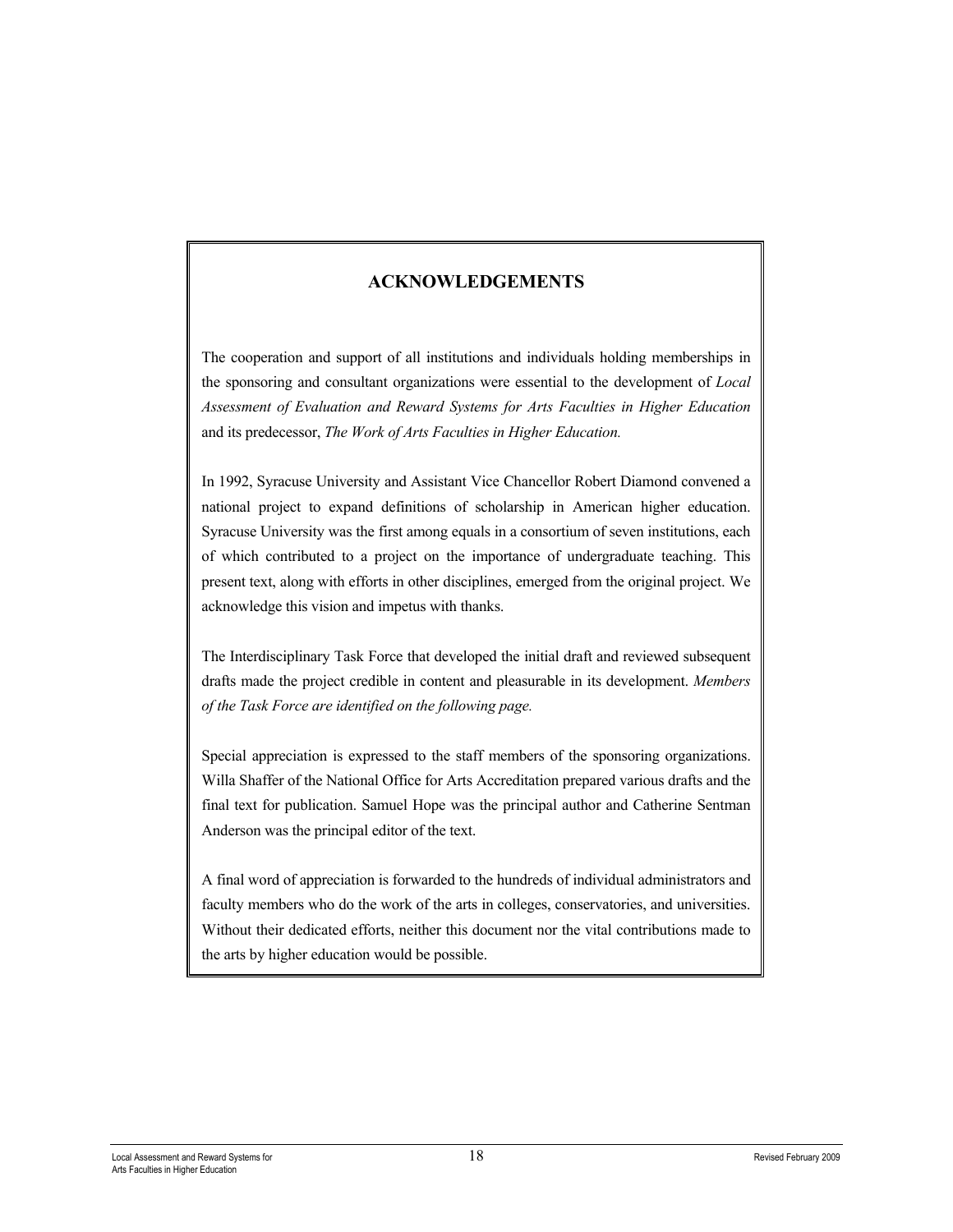## ACKNOWLEDGEMENTS

The cooperation and support of all institutions and individuals holding memberships in the sponsoring and consultant organizations were essential to the development of *Local Assessment of Evaluation and Reward Systems for Arts Faculties in Higher Education* and its predecessor, *The Work of Arts Faculties in Higher Education.*

In 1992, Syracuse University and Assistant Vice Chancellor Robert Diamond convened a national project to expand definitions of scholarship in American higher education. Syracuse University was the first among equals in a consortium of seven institutions, each of which contributed to a project on the importance of undergraduate teaching. This present text, along with efforts in other disciplines, emerged from the original project. We acknowledge this vision and impetus with thanks.

The Interdisciplinary Task Force that developed the initial draft and reviewed subsequent drafts made the project credible in content and pleasurable in its development. *Members of the Task Force are identified on the following page.*

Special appreciation is expressed to the staff members of the sponsoring organizations. Willa Shaffer of the National Office for Arts Accreditation prepared various drafts and the final text for publication. Samuel Hope was the principal author and Catherine Sentman Anderson was the principal editor of the text.

A final word of appreciation is forwarded to the hundreds of individual administrators and faculty members who do the work of the arts in colleges, conservatories, and universities. Without their dedicated efforts, neither this document nor the vital contributions made to the arts by higher education would be possible.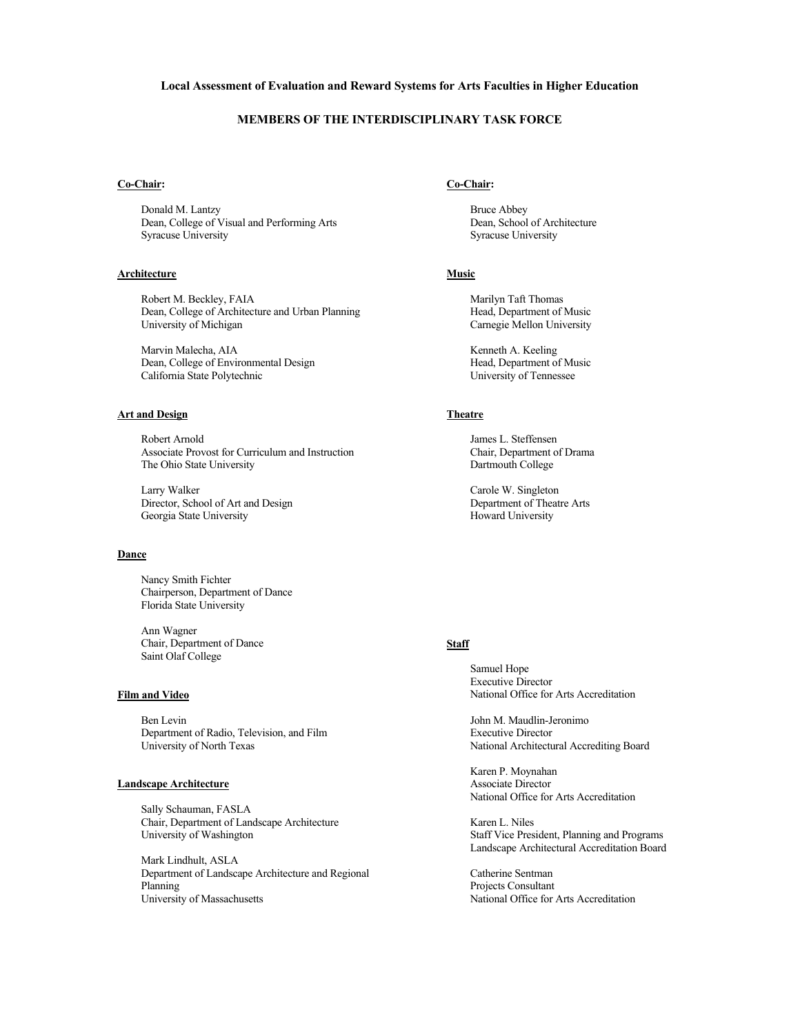**Local Assessment of Evaluation and Reward Systems for Arts Faculties in Higher Education**

**MEMBERS OF THE INTERDISCIPLINARY TASK FORCE**

**Co-Chair:**

Donald M. Lantzy
Dean, College of Visual and Performing Arts
Syracuse University

**Co-Chair:**

Bruce Abbey
Dean, School of Architecture
Syracuse University

**Architecture**

Robert M. Beckley, FAIA
Dean, College of Architecture and Urban Planning
University of Michigan

Marvin Malecha, AIA
Dean, College of Environmental Design
California State Polytechnic

**Art and Design**

Robert Arnold
Associate Provost for Curriculum and Instruction
The Ohio State University

Larry Walker
Director, School of Art and Design
Georgia State University

**Dance**

Nancy Smith Fichter
Chairperson, Department of Dance
Florida State University

Ann Wagner
Chair, Department of Dance
Saint Olaf College

**Film and Video**

Ben Levin
Department of Radio, Television, and Film
University of North Texas

**Landscape Architecture**

Sally Schauman, FASLA
Chair, Department of Landscape Architecture
University of Washington

Mark Lindhult, ASLA
Department of Landscape Architecture and Regional Planning
University of Massachusetts

**Music**

Marilyn Taft Thomas
Head, Department of Music
Carnegie Mellon University

Kenneth A. Keeling
Head, Department of Music
University of Tennessee

**Theatre**

James L. Steffensen
Chair, Department of Drama
Dartmouth College

Carole W. Singleton
Department of Theatre Arts
Howard University

**Staff**

Samuel Hope
Executive Director
National Office for Arts Accreditation

John M. Maudlin-Jeronimo
Executive Director
National Architectural Accrediting Board

Karen P. Moynahan
Associate Director
National Office for Arts Accreditation

Karen L. Niles
Staff Vice President, Planning and Programs
Landscape Architectural Accreditation Board

Catherine Sentman
Projects Consultant
National Office for Arts Accreditation